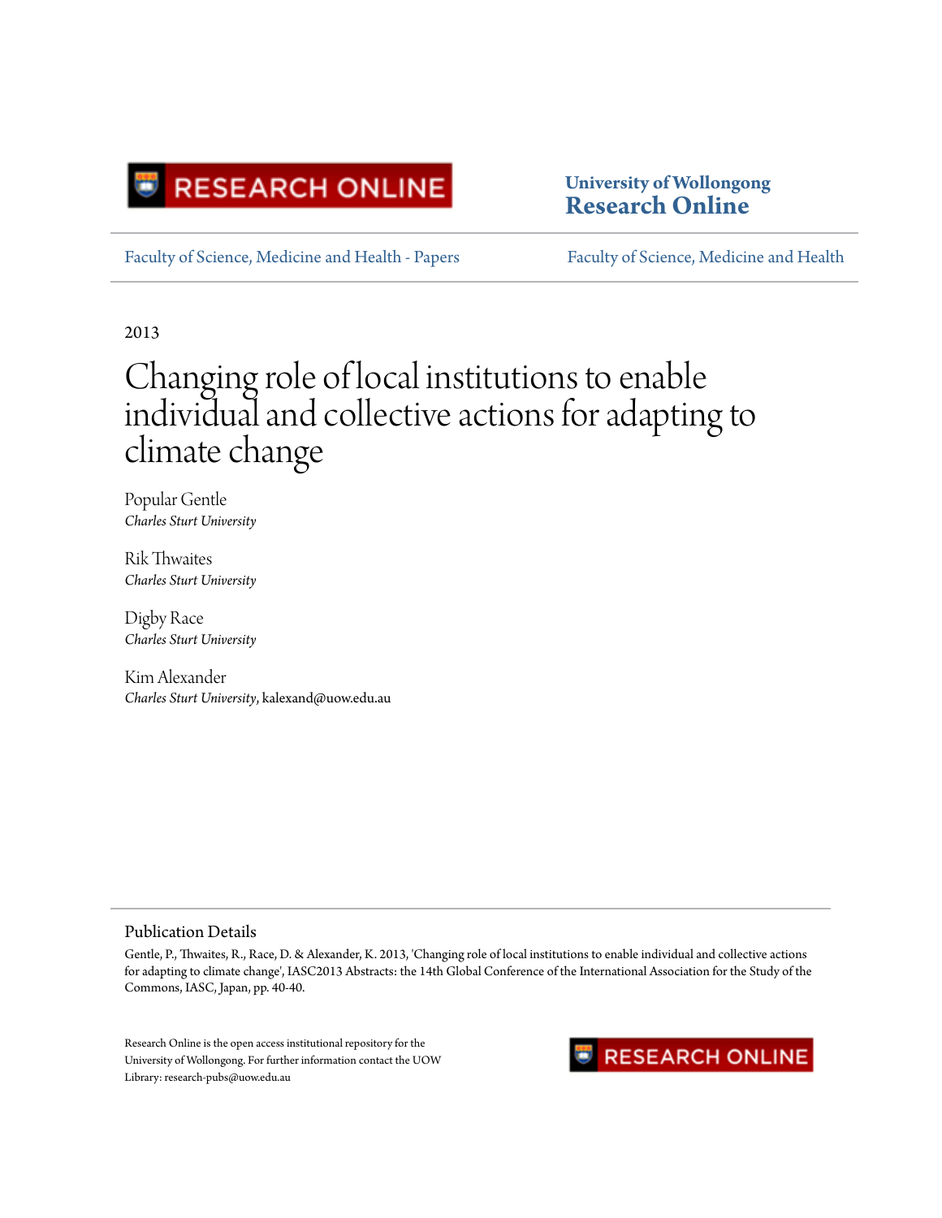University of Wollongong
# Research Online

Faculty of Science, Medicine and Health - Papers

Faculty of Science, Medicine and Health

2013

# Changing role of local institutions to enable individual and collective actions for adapting to climate change

Popular Gentle
*Charles Sturt University*

Rik Thwaites
*Charles Sturt University*

Digby Race
*Charles Sturt University*

Kim Alexander
*Charles Sturt University*, kalexand@uow.edu.au

## Publication Details

Gentle, P., Thwaites, R., Race, D. & Alexander, K. 2013, 'Changing role of local institutions to enable individual and collective actions for adapting to climate change', IASC2013 Abstracts: the 14th Global Conference of the International Association for the Study of the Commons, IASC, Japan, pp. 40-40.

Research Online is the open access institutional repository for the University of Wollongong. For further information contact the UOW Library: research-pubs@uow.edu.au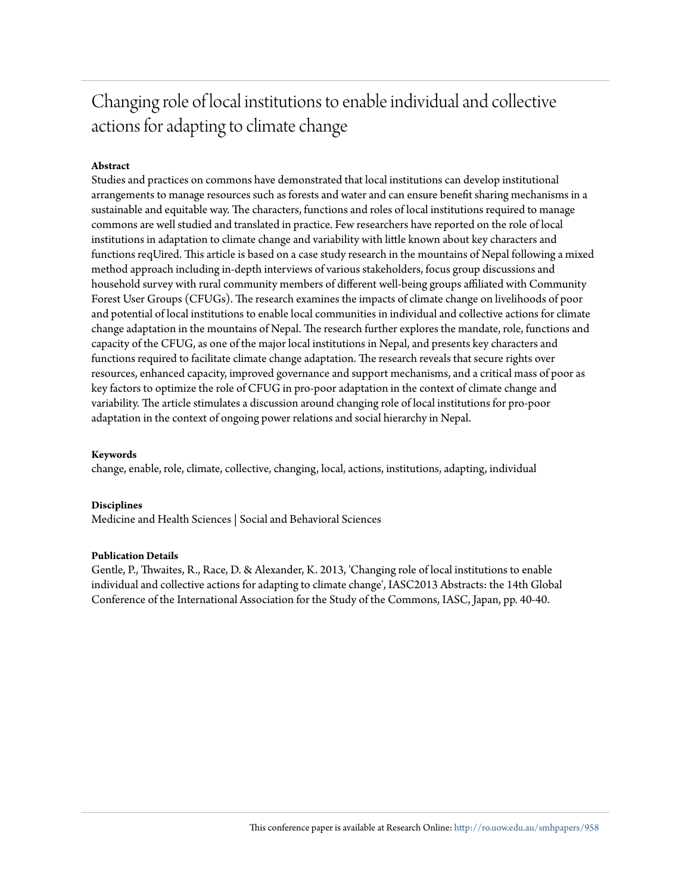# Changing role of local institutions to enable individual and collective actions for adapting to climate change

## Abstract

Studies and practices on commons have demonstrated that local institutions can develop institutional arrangements to manage resources such as forests and water and can ensure benefit sharing mechanisms in a sustainable and equitable way. The characters, functions and roles of local institutions required to manage commons are well studied and translated in practice. Few researchers have reported on the role of local institutions in adaptation to climate change and variability with little known about key characters and functions reqUired. This article is based on a case study research in the mountains of Nepal following a mixed method approach including in-depth interviews of various stakeholders, focus group discussions and household survey with rural community members of different well-being groups affiliated with Community Forest User Groups (CFUGs). The research examines the impacts of climate change on livelihoods of poor and potential of local institutions to enable local communities in individual and collective actions for climate change adaptation in the mountains of Nepal. The research further explores the mandate, role, functions and capacity of the CFUG, as one of the major local institutions in Nepal, and presents key characters and functions required to facilitate climate change adaptation. The research reveals that secure rights over resources, enhanced capacity, improved governance and support mechanisms, and a critical mass of poor as key factors to optimize the role of CFUG in pro-poor adaptation in the context of climate change and variability. The article stimulates a discussion around changing role of local institutions for pro-poor adaptation in the context of ongoing power relations and social hierarchy in Nepal.

## Keywords

change, enable, role, climate, collective, changing, local, actions, institutions, adapting, individual

## Disciplines

Medicine and Health Sciences | Social and Behavioral Sciences

## Publication Details

Gentle, P., Thwaites, R., Race, D. & Alexander, K. 2013, 'Changing role of local institutions to enable individual and collective actions for adapting to climate change', IASC2013 Abstracts: the 14th Global Conference of the International Association for the Study of the Commons, IASC, Japan, pp. 40-40.

This conference paper is available at Research Online: http://ro.uow.edu.au/smhpapers/958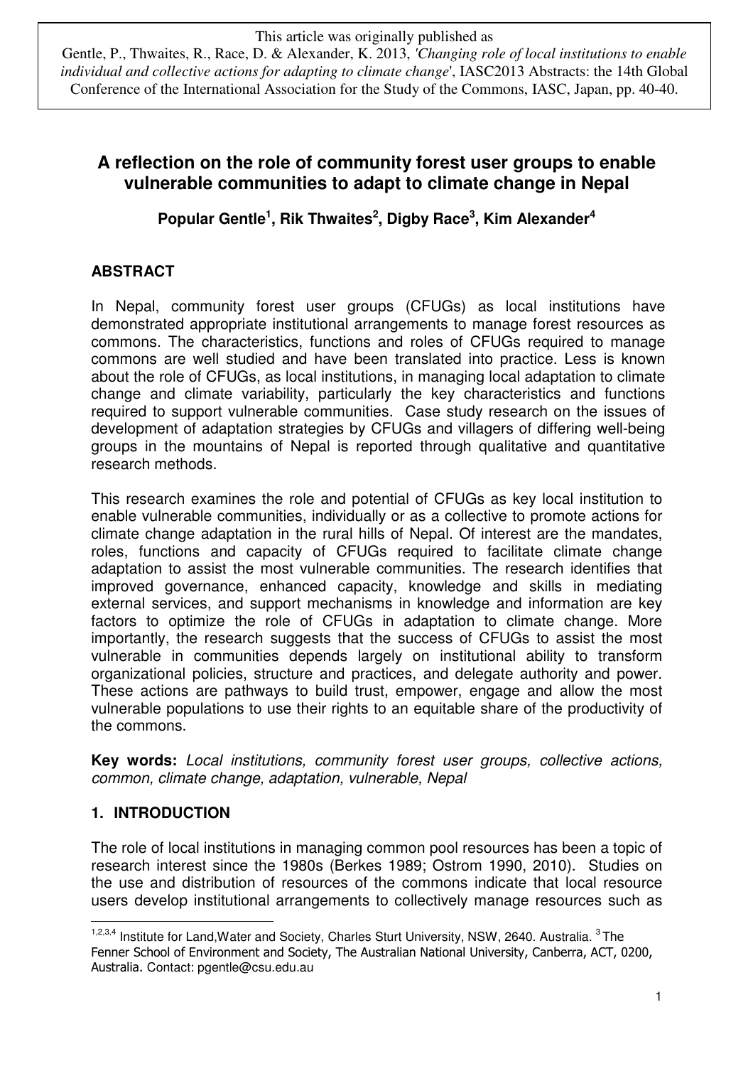This article was originally published as

Gentle, P., Thwaites, R., Race, D. & Alexander, K. 2013, *'Changing role of local institutions to enable individual and collective actions for adapting to climate change'*, IASC2013 Abstracts: the 14th Global Conference of the International Association for the Study of the Commons, IASC, Japan, pp. 40-40.

# A reflection on the role of community forest user groups to enable vulnerable communities to adapt to climate change in Nepal

**Popular Gentle[1], Rik Thwaites[2], Digby Race[3], Kim Alexander[4]**

## ABSTRACT

In Nepal, community forest user groups (CFUGs) as local institutions have demonstrated appropriate institutional arrangements to manage forest resources as commons. The characteristics, functions and roles of CFUGs required to manage commons are well studied and have been translated into practice. Less is known about the role of CFUGs, as local institutions, in managing local adaptation to climate change and climate variability, particularly the key characteristics and functions required to support vulnerable communities. Case study research on the issues of development of adaptation strategies by CFUGs and villagers of differing well-being groups in the mountains of Nepal is reported through qualitative and quantitative research methods.

This research examines the role and potential of CFUGs as key local institution to enable vulnerable communities, individually or as a collective to promote actions for climate change adaptation in the rural hills of Nepal. Of interest are the mandates, roles, functions and capacity of CFUGs required to facilitate climate change adaptation to assist the most vulnerable communities. The research identifies that improved governance, enhanced capacity, knowledge and skills in mediating external services, and support mechanisms in knowledge and information are key factors to optimize the role of CFUGs in adaptation to climate change. More importantly, the research suggests that the success of CFUGs to assist the most vulnerable in communities depends largely on institutional ability to transform organizational policies, structure and practices, and delegate authority and power. These actions are pathways to build trust, empower, engage and allow the most vulnerable populations to use their rights to an equitable share of the productivity of the commons.

**Key words:** *Local institutions, community forest user groups, collective actions, common, climate change, adaptation, vulnerable, Nepal*

## 1. INTRODUCTION

The role of local institutions in managing common pool resources has been a topic of research interest since the 1980s (Berkes 1989; Ostrom 1990, 2010). Studies on the use and distribution of resources of the commons indicate that local resource users develop institutional arrangements to collectively manage resources such as

---

[1,2,3,4] Institute for Land,Water and Society, Charles Sturt University, NSW, 2640. Australia. [3] The Fenner School of Environment and Society, The Australian National University, Canberra, ACT, 0200, Australia. Contact: pgentle@csu.edu.au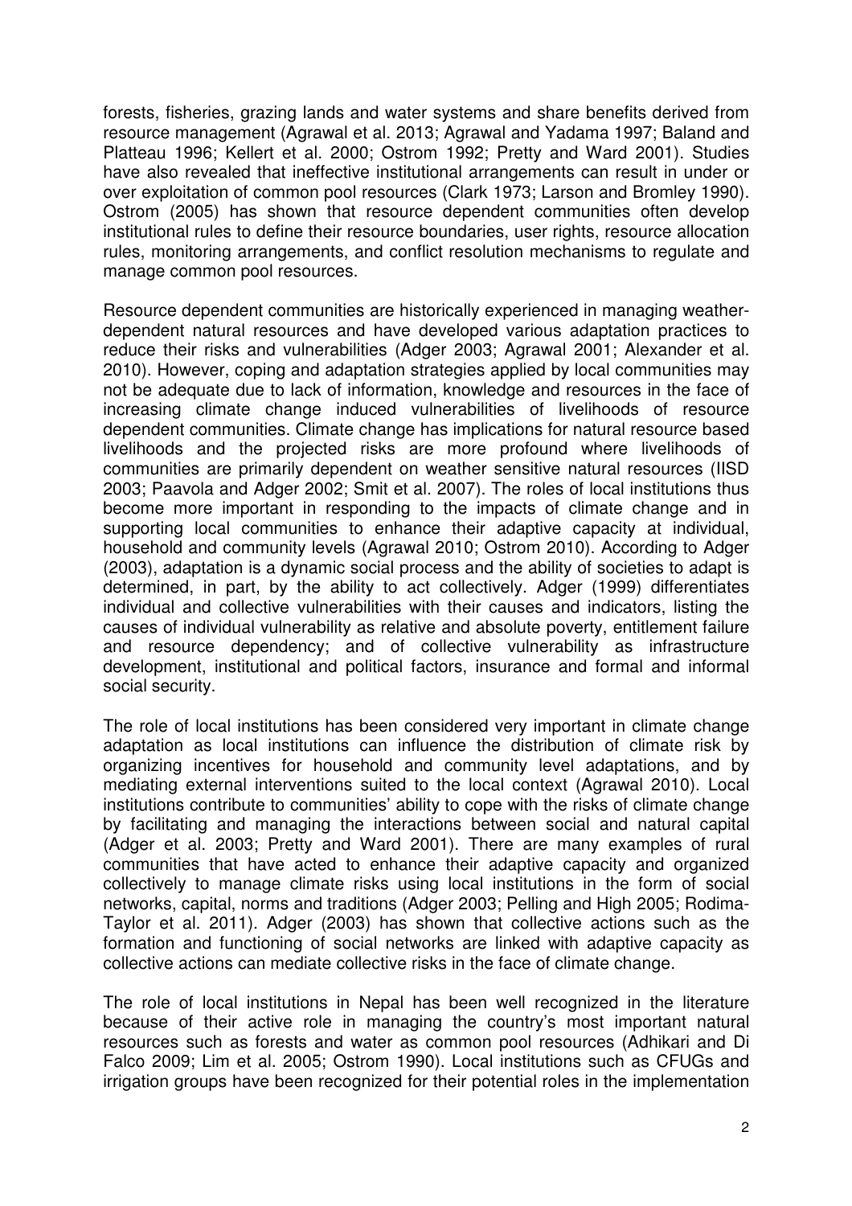forests, fisheries, grazing lands and water systems and share benefits derived from resource management (Agrawal et al. 2013; Agrawal and Yadama 1997; Baland and Platteau 1996; Kellert et al. 2000; Ostrom 1992; Pretty and Ward 2001). Studies have also revealed that ineffective institutional arrangements can result in under or over exploitation of common pool resources (Clark 1973; Larson and Bromley 1990). Ostrom (2005) has shown that resource dependent communities often develop institutional rules to define their resource boundaries, user rights, resource allocation rules, monitoring arrangements, and conflict resolution mechanisms to regulate and manage common pool resources.

Resource dependent communities are historically experienced in managing weather-dependent natural resources and have developed various adaptation practices to reduce their risks and vulnerabilities (Adger 2003; Agrawal 2001; Alexander et al. 2010). However, coping and adaptation strategies applied by local communities may not be adequate due to lack of information, knowledge and resources in the face of increasing climate change induced vulnerabilities of livelihoods of resource dependent communities. Climate change has implications for natural resource based livelihoods and the projected risks are more profound where livelihoods of communities are primarily dependent on weather sensitive natural resources (IISD 2003; Paavola and Adger 2002; Smit et al. 2007). The roles of local institutions thus become more important in responding to the impacts of climate change and in supporting local communities to enhance their adaptive capacity at individual, household and community levels (Agrawal 2010; Ostrom 2010). According to Adger (2003), adaptation is a dynamic social process and the ability of societies to adapt is determined, in part, by the ability to act collectively. Adger (1999) differentiates individual and collective vulnerabilities with their causes and indicators, listing the causes of individual vulnerability as relative and absolute poverty, entitlement failure and resource dependency; and of collective vulnerability as infrastructure development, institutional and political factors, insurance and formal and informal social security.

The role of local institutions has been considered very important in climate change adaptation as local institutions can influence the distribution of climate risk by organizing incentives for household and community level adaptations, and by mediating external interventions suited to the local context (Agrawal 2010). Local institutions contribute to communities' ability to cope with the risks of climate change by facilitating and managing the interactions between social and natural capital (Adger et al. 2003; Pretty and Ward 2001). There are many examples of rural communities that have acted to enhance their adaptive capacity and organized collectively to manage climate risks using local institutions in the form of social networks, capital, norms and traditions (Adger 2003; Pelling and High 2005; Rodima-Taylor et al. 2011). Adger (2003) has shown that collective actions such as the formation and functioning of social networks are linked with adaptive capacity as collective actions can mediate collective risks in the face of climate change.

The role of local institutions in Nepal has been well recognized in the literature because of their active role in managing the country's most important natural resources such as forests and water as common pool resources (Adhikari and Di Falco 2009; Lim et al. 2005; Ostrom 1990). Local institutions such as CFUGs and irrigation groups have been recognized for their potential roles in the implementation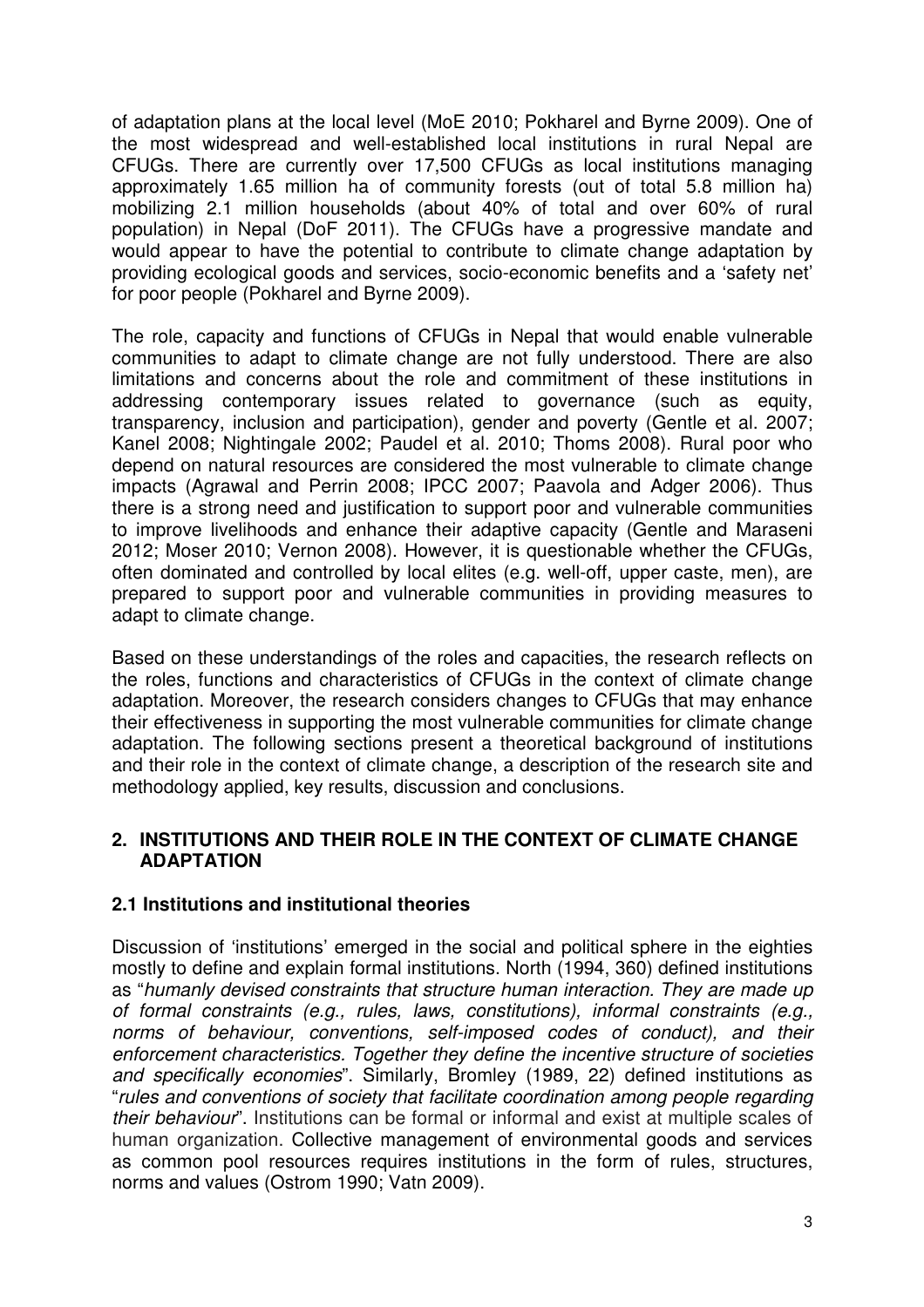of adaptation plans at the local level (MoE 2010; Pokharel and Byrne 2009). One of the most widespread and well-established local institutions in rural Nepal are CFUGs. There are currently over 17,500 CFUGs as local institutions managing approximately 1.65 million ha of community forests (out of total 5.8 million ha) mobilizing 2.1 million households (about 40% of total and over 60% of rural population) in Nepal (DoF 2011). The CFUGs have a progressive mandate and would appear to have the potential to contribute to climate change adaptation by providing ecological goods and services, socio-economic benefits and a 'safety net' for poor people (Pokharel and Byrne 2009).

The role, capacity and functions of CFUGs in Nepal that would enable vulnerable communities to adapt to climate change are not fully understood. There are also limitations and concerns about the role and commitment of these institutions in addressing contemporary issues related to governance (such as equity, transparency, inclusion and participation), gender and poverty (Gentle et al. 2007; Kanel 2008; Nightingale 2002; Paudel et al. 2010; Thoms 2008). Rural poor who depend on natural resources are considered the most vulnerable to climate change impacts (Agrawal and Perrin 2008; IPCC 2007; Paavola and Adger 2006). Thus there is a strong need and justification to support poor and vulnerable communities to improve livelihoods and enhance their adaptive capacity (Gentle and Maraseni 2012; Moser 2010; Vernon 2008). However, it is questionable whether the CFUGs, often dominated and controlled by local elites (e.g. well-off, upper caste, men), are prepared to support poor and vulnerable communities in providing measures to adapt to climate change.

Based on these understandings of the roles and capacities, the research reflects on the roles, functions and characteristics of CFUGs in the context of climate change adaptation. Moreover, the research considers changes to CFUGs that may enhance their effectiveness in supporting the most vulnerable communities for climate change adaptation. The following sections present a theoretical background of institutions and their role in the context of climate change, a description of the research site and methodology applied, key results, discussion and conclusions.

## 2. INSTITUTIONS AND THEIR ROLE IN THE CONTEXT OF CLIMATE CHANGE ADAPTATION

### 2.1 Institutions and institutional theories

Discussion of 'institutions' emerged in the social and political sphere in the eighties mostly to define and explain formal institutions. North (1994, 360) defined institutions as "*humanly devised constraints that structure human interaction. They are made up of formal constraints (e.g., rules, laws, constitutions), informal constraints (e.g., norms of behaviour, conventions, self-imposed codes of conduct), and their enforcement characteristics. Together they define the incentive structure of societies and specifically economies*". Similarly, Bromley (1989, 22) defined institutions as "*rules and conventions of society that facilitate coordination among people regarding their behaviour*". Institutions can be formal or informal and exist at multiple scales of human organization. Collective management of environmental goods and services as common pool resources requires institutions in the form of rules, structures, norms and values (Ostrom 1990; Vatn 2009).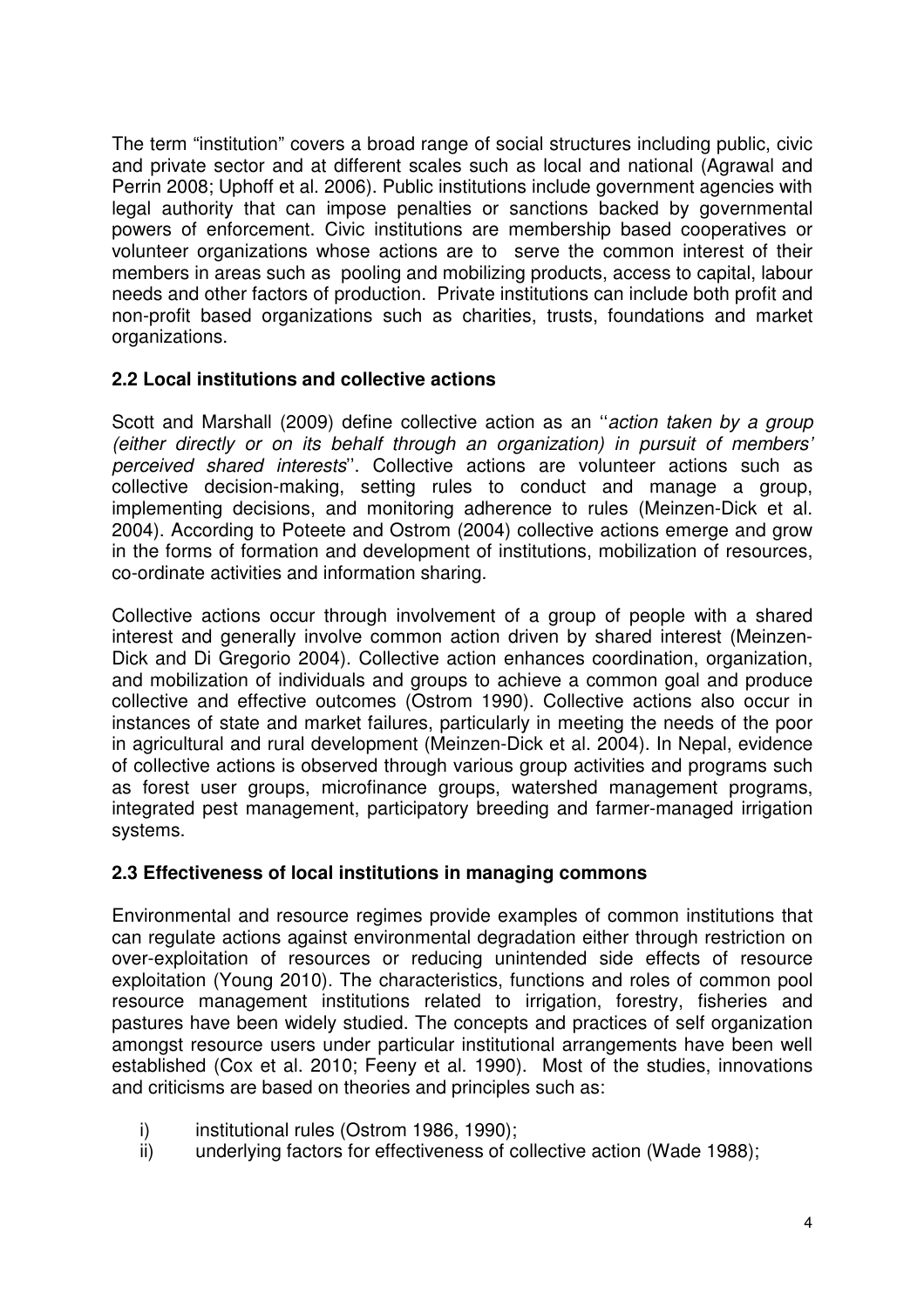The term “institution” covers a broad range of social structures including public, civic and private sector and at different scales such as local and national (Agrawal and Perrin 2008; Uphoff et al. 2006). Public institutions include government agencies with legal authority that can impose penalties or sanctions backed by governmental powers of enforcement. Civic institutions are membership based cooperatives or volunteer organizations whose actions are to serve the common interest of their members in areas such as pooling and mobilizing products, access to capital, labour needs and other factors of production. Private institutions can include both profit and non-profit based organizations such as charities, trusts, foundations and market organizations.

### 2.2 Local institutions and collective actions

Scott and Marshall (2009) define collective action as an ''*action taken by a group (either directly or on its behalf through an organization) in pursuit of members' perceived shared interests*''. Collective actions are volunteer actions such as collective decision-making, setting rules to conduct and manage a group, implementing decisions, and monitoring adherence to rules (Meinzen-Dick et al. 2004). According to Poteete and Ostrom (2004) collective actions emerge and grow in the forms of formation and development of institutions, mobilization of resources, co-ordinate activities and information sharing.

Collective actions occur through involvement of a group of people with a shared interest and generally involve common action driven by shared interest (Meinzen-Dick and Di Gregorio 2004). Collective action enhances coordination, organization, and mobilization of individuals and groups to achieve a common goal and produce collective and effective outcomes (Ostrom 1990). Collective actions also occur in instances of state and market failures, particularly in meeting the needs of the poor in agricultural and rural development (Meinzen-Dick et al. 2004). In Nepal, evidence of collective actions is observed through various group activities and programs such as forest user groups, microfinance groups, watershed management programs, integrated pest management, participatory breeding and farmer-managed irrigation systems.

### 2.3 Effectiveness of local institutions in managing commons

Environmental and resource regimes provide examples of common institutions that can regulate actions against environmental degradation either through restriction on over-exploitation of resources or reducing unintended side effects of resource exploitation (Young 2010). The characteristics, functions and roles of common pool resource management institutions related to irrigation, forestry, fisheries and pastures have been widely studied. The concepts and practices of self organization amongst resource users under particular institutional arrangements have been well established (Cox et al. 2010; Feeny et al. 1990). Most of the studies, innovations and criticisms are based on theories and principles such as:

i) institutional rules (Ostrom 1986, 1990);
ii) underlying factors for effectiveness of collective action (Wade 1988);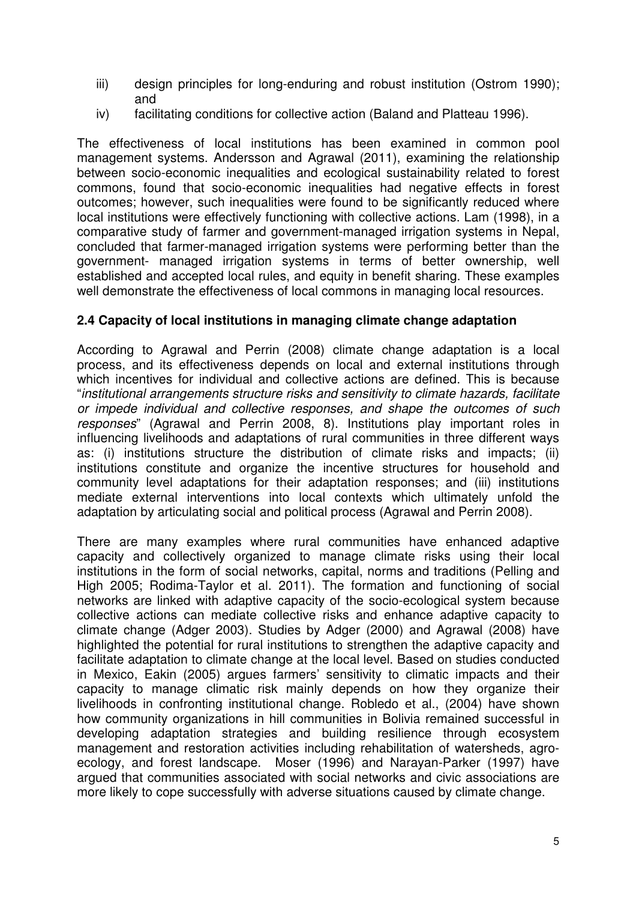iii) design principles for long-enduring and robust institution (Ostrom 1990); and

iv) facilitating conditions for collective action (Baland and Platteau 1996).

The effectiveness of local institutions has been examined in common pool management systems. Andersson and Agrawal (2011), examining the relationship between socio-economic inequalities and ecological sustainability related to forest commons, found that socio-economic inequalities had negative effects in forest outcomes; however, such inequalities were found to be significantly reduced where local institutions were effectively functioning with collective actions. Lam (1998), in a comparative study of farmer and government-managed irrigation systems in Nepal, concluded that farmer-managed irrigation systems were performing better than the government- managed irrigation systems in terms of better ownership, well established and accepted local rules, and equity in benefit sharing. These examples well demonstrate the effectiveness of local commons in managing local resources.

### 2.4 Capacity of local institutions in managing climate change adaptation

According to Agrawal and Perrin (2008) climate change adaptation is a local process, and its effectiveness depends on local and external institutions through which incentives for individual and collective actions are defined. This is because "*institutional arrangements structure risks and sensitivity to climate hazards, facilitate or impede individual and collective responses, and shape the outcomes of such responses*" (Agrawal and Perrin 2008, 8). Institutions play important roles in influencing livelihoods and adaptations of rural communities in three different ways as: (i) institutions structure the distribution of climate risks and impacts; (ii) institutions constitute and organize the incentive structures for household and community level adaptations for their adaptation responses; and (iii) institutions mediate external interventions into local contexts which ultimately unfold the adaptation by articulating social and political process (Agrawal and Perrin 2008).

There are many examples where rural communities have enhanced adaptive capacity and collectively organized to manage climate risks using their local institutions in the form of social networks, capital, norms and traditions (Pelling and High 2005; Rodima-Taylor et al. 2011). The formation and functioning of social networks are linked with adaptive capacity of the socio-ecological system because collective actions can mediate collective risks and enhance adaptive capacity to climate change (Adger 2003). Studies by Adger (2000) and Agrawal (2008) have highlighted the potential for rural institutions to strengthen the adaptive capacity and facilitate adaptation to climate change at the local level. Based on studies conducted in Mexico, Eakin (2005) argues farmers' sensitivity to climatic impacts and their capacity to manage climatic risk mainly depends on how they organize their livelihoods in confronting institutional change. Robledo et al., (2004) have shown how community organizations in hill communities in Bolivia remained successful in developing adaptation strategies and building resilience through ecosystem management and restoration activities including rehabilitation of watersheds, agro-ecology, and forest landscape. Moser (1996) and Narayan-Parker (1997) have argued that communities associated with social networks and civic associations are more likely to cope successfully with adverse situations caused by climate change.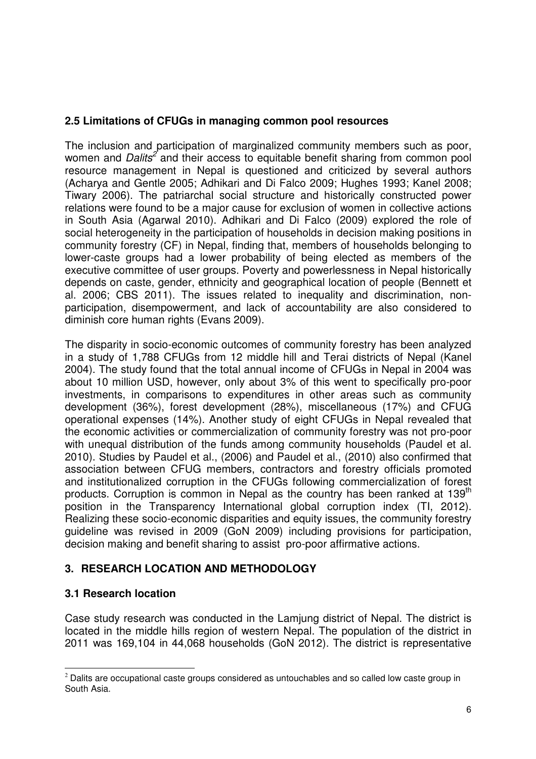### 2.5 Limitations of CFUGs in managing common pool resources

The inclusion and participation of marginalized community members such as poor, women and *Dalits*[2] and their access to equitable benefit sharing from common pool resource management in Nepal is questioned and criticized by several authors (Acharya and Gentle 2005; Adhikari and Di Falco 2009; Hughes 1993; Kanel 2008; Tiwary 2006). The patriarchal social structure and historically constructed power relations were found to be a major cause for exclusion of women in collective actions in South Asia (Agarwal 2010). Adhikari and Di Falco (2009) explored the role of social heterogeneity in the participation of households in decision making positions in community forestry (CF) in Nepal, finding that, members of households belonging to lower-caste groups had a lower probability of being elected as members of the executive committee of user groups. Poverty and powerlessness in Nepal historically depends on caste, gender, ethnicity and geographical location of people (Bennett et al. 2006; CBS 2011). The issues related to inequality and discrimination, non-participation, disempowerment, and lack of accountability are also considered to diminish core human rights (Evans 2009).

The disparity in socio-economic outcomes of community forestry has been analyzed in a study of 1,788 CFUGs from 12 middle hill and Terai districts of Nepal (Kanel 2004). The study found that the total annual income of CFUGs in Nepal in 2004 was about 10 million USD, however, only about 3% of this went to specifically pro-poor investments, in comparisons to expenditures in other areas such as community development (36%), forest development (28%), miscellaneous (17%) and CFUG operational expenses (14%). Another study of eight CFUGs in Nepal revealed that the economic activities or commercialization of community forestry was not pro-poor with unequal distribution of the funds among community households (Paudel et al. 2010). Studies by Paudel et al., (2006) and Paudel et al., (2010) also confirmed that association between CFUG members, contractors and forestry officials promoted and institutionalized corruption in the CFUGs following commercialization of forest products. Corruption is common in Nepal as the country has been ranked at 139th position in the Transparency International global corruption index (TI, 2012). Realizing these socio-economic disparities and equity issues, the community forestry guideline was revised in 2009 (GoN 2009) including provisions for participation, decision making and benefit sharing to assist pro-poor affirmative actions.

## 3. RESEARCH LOCATION AND METHODOLOGY

### 3.1 Research location

Case study research was conducted in the Lamjung district of Nepal. The district is located in the middle hills region of western Nepal. The population of the district in 2011 was 169,104 in 44,068 households (GoN 2012). The district is representative

[2] Dalits are occupational caste groups considered as untouchables and so called low caste group in South Asia.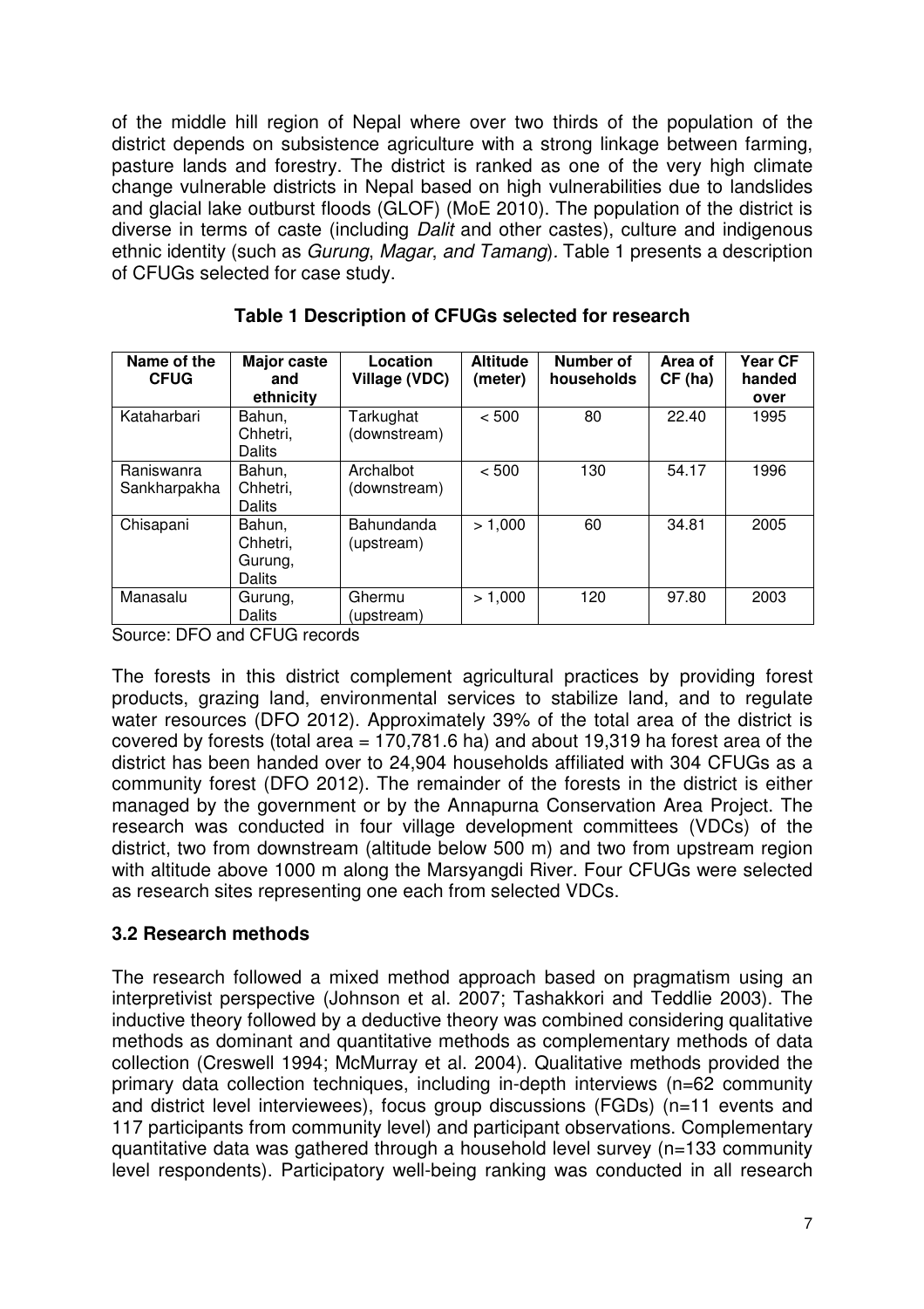of the middle hill region of Nepal where over two thirds of the population of the district depends on subsistence agriculture with a strong linkage between farming, pasture lands and forestry. The district is ranked as one of the very high climate change vulnerable districts in Nepal based on high vulnerabilities due to landslides and glacial lake outburst floods (GLOF) (MoE 2010). The population of the district is diverse in terms of caste (including *Dalit* and other castes), culture and indigenous ethnic identity (such as *Gurung*, *Magar*, *and Tamang*). Table 1 presents a description of CFUGs selected for case study.

**Table 1 Description of CFUGs selected for research**

| Name of the CFUG | Major caste and ethnicity | Location Village (VDC) | Altitude (meter) | Number of households | Area of CF (ha) | Year CF handed over |
|---|---|---|---|---|---|---|
| Kataharbari | Bahun, Chhetri, Dalits | Tarkughat (downstream) | < 500 | 80 | 22.40 | 1995 |
| Raniswanra Sankharpakha | Bahun, Chhetri, Dalits | Archalbot (downstream) | < 500 | 130 | 54.17 | 1996 |
| Chisapani | Bahun, Chhetri, Gurung, Dalits | Bahundanda (upstream) | > 1,000 | 60 | 34.81 | 2005 |
| Manasalu | Gurung, Dalits | Ghermu (upstream) | > 1,000 | 120 | 97.80 | 2003 |

Source: DFO and CFUG records

The forests in this district complement agricultural practices by providing forest products, grazing land, environmental services to stabilize land, and to regulate water resources (DFO 2012). Approximately 39% of the total area of the district is covered by forests (total area = 170,781.6 ha) and about 19,319 ha forest area of the district has been handed over to 24,904 households affiliated with 304 CFUGs as a community forest (DFO 2012). The remainder of the forests in the district is either managed by the government or by the Annapurna Conservation Area Project. The research was conducted in four village development committees (VDCs) of the district, two from downstream (altitude below 500 m) and two from upstream region with altitude above 1000 m along the Marsyangdi River. Four CFUGs were selected as research sites representing one each from selected VDCs.

### 3.2 Research methods

The research followed a mixed method approach based on pragmatism using an interpretivist perspective (Johnson et al. 2007; Tashakkori and Teddlie 2003). The inductive theory followed by a deductive theory was combined considering qualitative methods as dominant and quantitative methods as complementary methods of data collection (Creswell 1994; McMurray et al. 2004). Qualitative methods provided the primary data collection techniques, including in-depth interviews (n=62 community and district level interviewees), focus group discussions (FGDs) (n=11 events and 117 participants from community level) and participant observations. Complementary quantitative data was gathered through a household level survey (n=133 community level respondents). Participatory well-being ranking was conducted in all research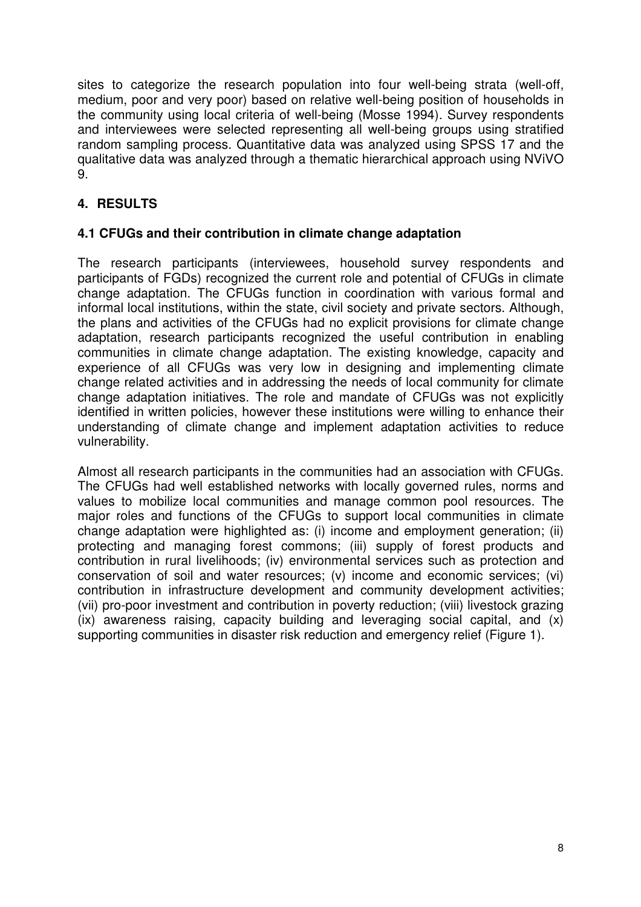sites to categorize the research population into four well-being strata (well-off, medium, poor and very poor) based on relative well-being position of households in the community using local criteria of well-being (Mosse 1994). Survey respondents and interviewees were selected representing all well-being groups using stratified random sampling process. Quantitative data was analyzed using SPSS 17 and the qualitative data was analyzed through a thematic hierarchical approach using NViVO 9.

## 4. RESULTS

### 4.1 CFUGs and their contribution in climate change adaptation

The research participants (interviewees, household survey respondents and participants of FGDs) recognized the current role and potential of CFUGs in climate change adaptation. The CFUGs function in coordination with various formal and informal local institutions, within the state, civil society and private sectors. Although, the plans and activities of the CFUGs had no explicit provisions for climate change adaptation, research participants recognized the useful contribution in enabling communities in climate change adaptation. The existing knowledge, capacity and experience of all CFUGs was very low in designing and implementing climate change related activities and in addressing the needs of local community for climate change adaptation initiatives. The role and mandate of CFUGs was not explicitly identified in written policies, however these institutions were willing to enhance their understanding of climate change and implement adaptation activities to reduce vulnerability.

Almost all research participants in the communities had an association with CFUGs. The CFUGs had well established networks with locally governed rules, norms and values to mobilize local communities and manage common pool resources. The major roles and functions of the CFUGs to support local communities in climate change adaptation were highlighted as: (i) income and employment generation; (ii) protecting and managing forest commons; (iii) supply of forest products and contribution in rural livelihoods; (iv) environmental services such as protection and conservation of soil and water resources; (v) income and economic services; (vi) contribution in infrastructure development and community development activities; (vii) pro-poor investment and contribution in poverty reduction; (viii) livestock grazing (ix) awareness raising, capacity building and leveraging social capital, and (x) supporting communities in disaster risk reduction and emergency relief (Figure 1).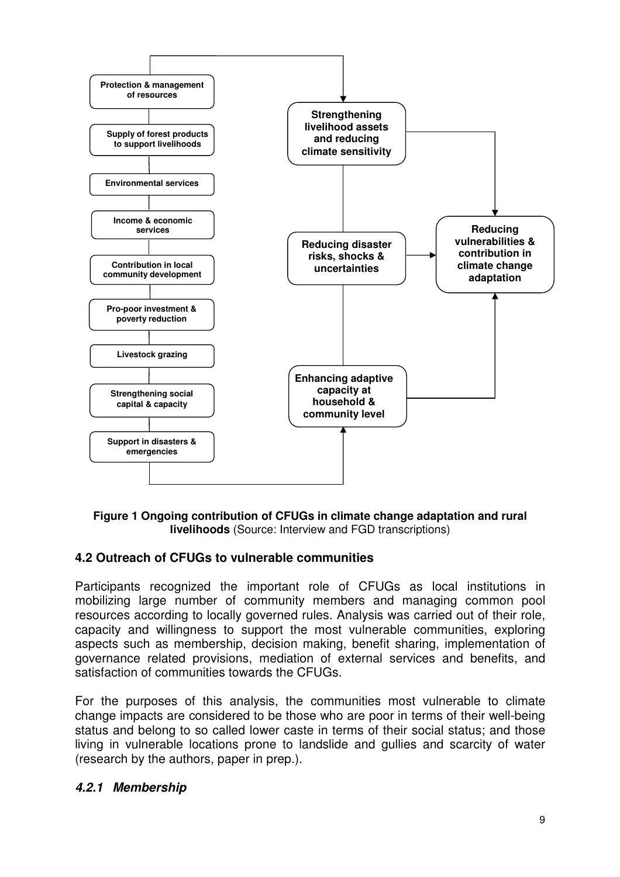Protection & management of resources

Supply of forest products to support livelihoods

Environmental services

Income & economic services

Contribution in local community development

Pro-poor investment & poverty reduction

Livestock grazing

Strengthening social capital & capacity

Support in disasters & emergencies

Strengthening livelihood assets and reducing climate sensitivity

Reducing disaster risks, shocks & uncertainties

Enhancing adaptive capacity at household & community level

Reducing vulnerabilities & contribution in climate change adaptation

**Figure 1 Ongoing contribution of CFUGs in climate change adaptation and rural livelihoods** (Source: Interview and FGD transcriptions)

### 4.2 Outreach of CFUGs to vulnerable communities

Participants recognized the important role of CFUGs as local institutions in mobilizing large number of community members and managing common pool resources according to locally governed rules. Analysis was carried out of their role, capacity and willingness to support the most vulnerable communities, exploring aspects such as membership, decision making, benefit sharing, implementation of governance related provisions, mediation of external services and benefits, and satisfaction of communities towards the CFUGs.

For the purposes of this analysis, the communities most vulnerable to climate change impacts are considered to be those who are poor in terms of their well-being status and belong to so called lower caste in terms of their social status; and those living in vulnerable locations prone to landslide and gullies and scarcity of water (research by the authors, paper in prep.).

#### *4.2.1 Membership*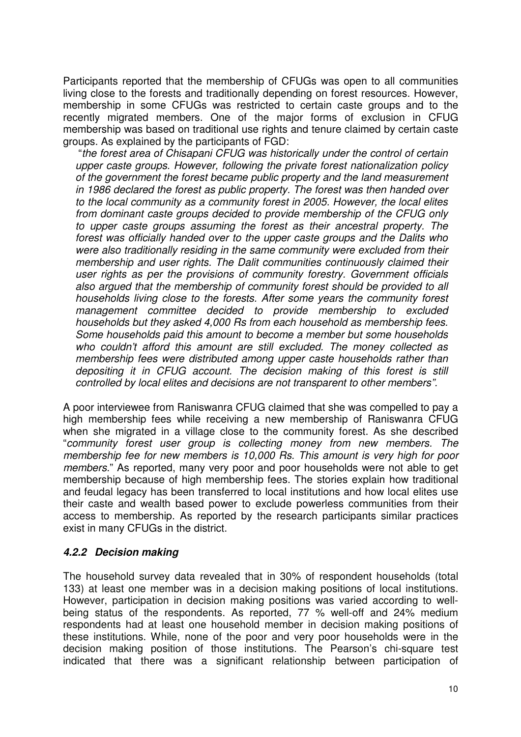Participants reported that the membership of CFUGs was open to all communities living close to the forests and traditionally depending on forest resources. However, membership in some CFUGs was restricted to certain caste groups and to the recently migrated members. One of the major forms of exclusion in CFUG membership was based on traditional use rights and tenure claimed by certain caste groups. As explained by the participants of FGD:

> "*the forest area of Chisapani CFUG was historically under the control of certain upper caste groups. However, following the private forest nationalization policy of the government the forest became public property and the land measurement in 1986 declared the forest as public property. The forest was then handed over to the local community as a community forest in 2005. However, the local elites from dominant caste groups decided to provide membership of the CFUG only to upper caste groups assuming the forest as their ancestral property. The forest was officially handed over to the upper caste groups and the Dalits who were also traditionally residing in the same community were excluded from their membership and user rights. The Dalit communities continuously claimed their user rights as per the provisions of community forestry. Government officials also argued that the membership of community forest should be provided to all households living close to the forests. After some years the community forest management committee decided to provide membership to excluded households but they asked 4,000 Rs from each household as membership fees. Some households paid this amount to become a member but some households who couldn't afford this amount are still excluded. The money collected as membership fees were distributed among upper caste households rather than depositing it in CFUG account. The decision making of this forest is still controlled by local elites and decisions are not transparent to other members*".

A poor interviewee from Raniswanra CFUG claimed that she was compelled to pay a high membership fees while receiving a new membership of Raniswanra CFUG when she migrated in a village close to the community forest. As she described "*community forest user group is collecting money from new members. The membership fee for new members is 10,000 Rs. This amount is very high for poor members.*" As reported, many very poor and poor households were not able to get membership because of high membership fees. The stories explain how traditional and feudal legacy has been transferred to local institutions and how local elites use their caste and wealth based power to exclude powerless communities from their access to membership. As reported by the research participants similar practices exist in many CFUGs in the district.

#### *4.2.2 Decision making*

The household survey data revealed that in 30% of respondent households (total 133) at least one member was in a decision making positions of local institutions. However, participation in decision making positions was varied according to well-being status of the respondents. As reported, 77 % well-off and 24% medium respondents had at least one household member in decision making positions of these institutions. While, none of the poor and very poor households were in the decision making position of those institutions. The Pearson's chi-square test indicated that there was a significant relationship between participation of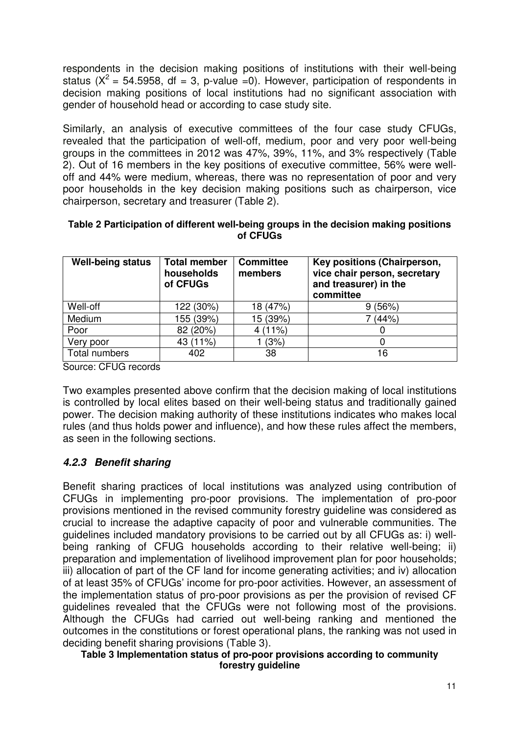respondents in the decision making positions of institutions with their well-being status ($X^2$ = 54.5958, df = 3, p-value =0). However, participation of respondents in decision making positions of local institutions had no significant association with gender of household head or according to case study site.

Similarly, an analysis of executive committees of the four case study CFUGs, revealed that the participation of well-off, medium, poor and very poor well-being groups in the committees in 2012 was 47%, 39%, 11%, and 3% respectively (Table 2). Out of 16 members in the key positions of executive committee, 56% were well-off and 44% were medium, whereas, there was no representation of poor and very poor households in the key decision making positions such as chairperson, vice chairperson, secretary and treasurer (Table 2).

**Table 2 Participation of different well-being groups in the decision making positions of CFUGs**

| Well-being status | Total member households of CFUGs | Committee members | Key positions (Chairperson, vice chair person, secretary and treasurer) in the committee |
|---|---|---|---|
| Well-off | 122 (30%) | 18 (47%) | 9 (56%) |
| Medium | 155 (39%) | 15 (39%) | 7 (44%) |
| Poor | 82 (20%) | 4 (11%) | 0 |
| Very poor | 43 (11%) | 1 (3%) | 0 |
| Total numbers | 402 | 38 | 16 |

Source: CFUG records

Two examples presented above confirm that the decision making of local institutions is controlled by local elites based on their well-being status and traditionally gained power. The decision making authority of these institutions indicates who makes local rules (and thus holds power and influence), and how these rules affect the members, as seen in the following sections.

### *4.2.3 Benefit sharing*

Benefit sharing practices of local institutions was analyzed using contribution of CFUGs in implementing pro-poor provisions. The implementation of pro-poor provisions mentioned in the revised community forestry guideline was considered as crucial to increase the adaptive capacity of poor and vulnerable communities. The guidelines included mandatory provisions to be carried out by all CFUGs as: i) well-being ranking of CFUG households according to their relative well-being; ii) preparation and implementation of livelihood improvement plan for poor households; iii) allocation of part of the CF land for income generating activities; and iv) allocation of at least 35% of CFUGs' income for pro-poor activities. However, an assessment of the implementation status of pro-poor provisions as per the provision of revised CF guidelines revealed that the CFUGs were not following most of the provisions. Although the CFUGs had carried out well-being ranking and mentioned the outcomes in the constitutions or forest operational plans, the ranking was not used in deciding benefit sharing provisions (Table 3).

**Table 3 Implementation status of pro-poor provisions according to community forestry guideline**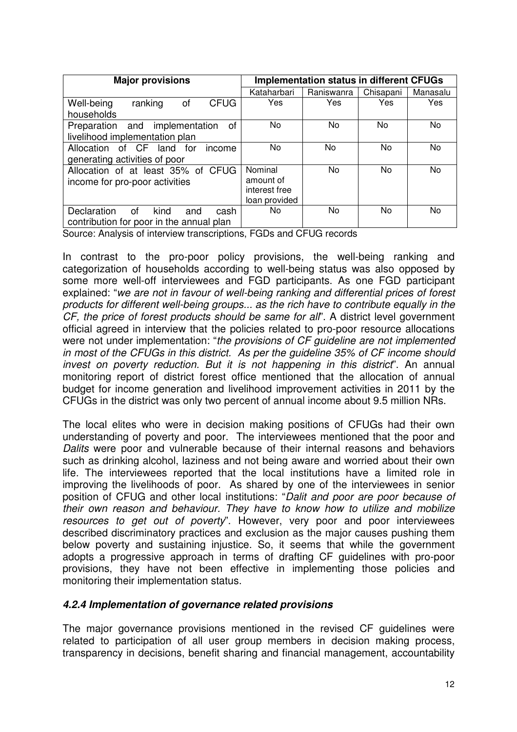| Major provisions | Implementation status in different CFUGs | | | |
|---|---|---|---|---|
| | Kataharbari | Raniswanra | Chisapani | Manasalu |
| Well-being ranking of CFUG households | Yes | Yes | Yes | Yes |
| Preparation and implementation of livelihood implementation plan | No | No | No | No |
| Allocation of CF land for income generating activities of poor | No | No | No | No |
| Allocation of at least 35% of CFUG income for pro-poor activities | Nominal amount of interest free loan provided | No | No | No |
| Declaration of kind and cash contribution for poor in the annual plan | No | No | No | No |

Source: Analysis of interview transcriptions, FGDs and CFUG records

In contrast to the pro-poor policy provisions, the well-being ranking and categorization of households according to well-being status was also opposed by some more well-off interviewees and FGD participants. As one FGD participant explained: "*we are not in favour of well-being ranking and differential prices of forest products for different well-being groups... as the rich have to contribute equally in the CF, the price of forest products should be same for all*". A district level government official agreed in interview that the policies related to pro-poor resource allocations were not under implementation: "*the provisions of CF guideline are not implemented in most of the CFUGs in this district. As per the guideline 35% of CF income should invest on poverty reduction. But it is not happening in this district*". An annual monitoring report of district forest office mentioned that the allocation of annual budget for income generation and livelihood improvement activities in 2011 by the CFUGs in the district was only two percent of annual income about 9.5 million NRs.

The local elites who were in decision making positions of CFUGs had their own understanding of poverty and poor. The interviewees mentioned that the poor and *Dalits* were poor and vulnerable because of their internal reasons and behaviors such as drinking alcohol, laziness and not being aware and worried about their own life. The interviewees reported that the local institutions have a limited role in improving the livelihoods of poor. As shared by one of the interviewees in senior position of CFUG and other local institutions: "*Dalit and poor are poor because of their own reason and behaviour. They have to know how to utilize and mobilize resources to get out of poverty*". However, very poor and poor interviewees described discriminatory practices and exclusion as the major causes pushing them below poverty and sustaining injustice. So, it seems that while the government adopts a progressive approach in terms of drafting CF guidelines with pro-poor provisions, they have not been effective in implementing those policies and monitoring their implementation status.

#### *4.2.4 Implementation of governance related provisions*

The major governance provisions mentioned in the revised CF guidelines were related to participation of all user group members in decision making process, transparency in decisions, benefit sharing and financial management, accountability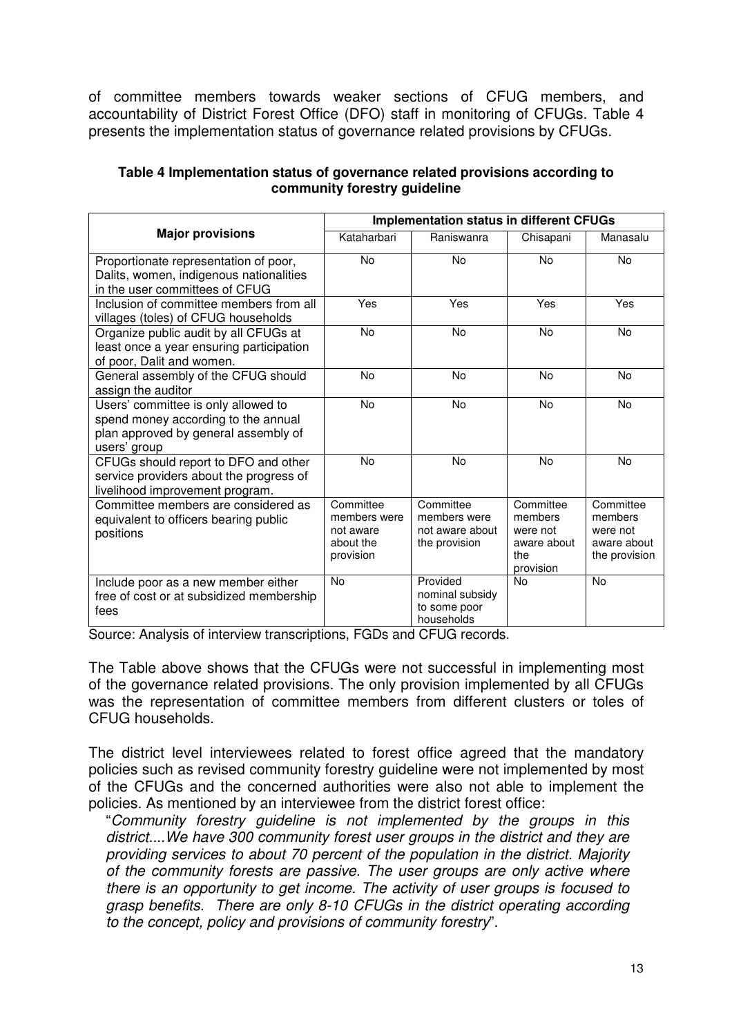of committee members towards weaker sections of CFUG members, and accountability of District Forest Office (DFO) staff in monitoring of CFUGs. Table 4 presents the implementation status of governance related provisions by CFUGs.

**Table 4 Implementation status of governance related provisions according to community forestry guideline**

| Major provisions | Implementation status in different CFUGs | | | |
|---|---|---|---|---|
| | Kataharbari | Raniswanra | Chisapani | Manasalu |
| Proportionate representation of poor, Dalits, women, indigenous nationalities in the user committees of CFUG | No | No | No | No |
| Inclusion of committee members from all villages (toles) of CFUG households | Yes | Yes | Yes | Yes |
| Organize public audit by all CFUGs at least once a year ensuring participation of poor, Dalit and women. | No | No | No | No |
| General assembly of the CFUG should assign the auditor | No | No | No | No |
| Users' committee is only allowed to spend money according to the annual plan approved by general assembly of users' group | No | No | No | No |
| CFUGs should report to DFO and other service providers about the progress of livelihood improvement program. | No | No | No | No |
| Committee members are considered as equivalent to officers bearing public positions | Committee members were not aware about the provision | Committee members were not aware about the provision | Committee members were not aware about the provision | Committee members were not aware about the provision |
| Include poor as a new member either free of cost or at subsidized membership fees | No | Provided nominal subsidy to some poor households | No | No |

Source: Analysis of interview transcriptions, FGDs and CFUG records.

The Table above shows that the CFUGs were not successful in implementing most of the governance related provisions. The only provision implemented by all CFUGs was the representation of committee members from different clusters or toles of CFUG households.

The district level interviewees related to forest office agreed that the mandatory policies such as revised community forestry guideline were not implemented by most of the CFUGs and the concerned authorities were also not able to implement the policies. As mentioned by an interviewee from the district forest office:

> "*Community forestry guideline is not implemented by the groups in this district....We have 300 community forest user groups in the district and they are providing services to about 70 percent of the population in the district. Majority of the community forests are passive. The user groups are only active where there is an opportunity to get income. The activity of user groups is focused to grasp benefits. There are only 8-10 CFUGs in the district operating according to the concept, policy and provisions of community forestry*".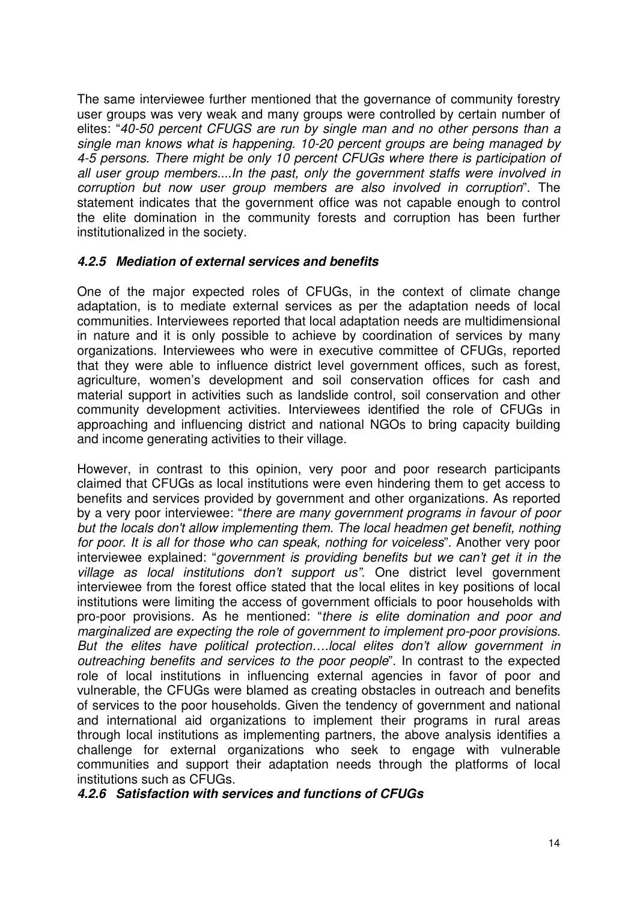The same interviewee further mentioned that the governance of community forestry user groups was very weak and many groups were controlled by certain number of elites: "*40-50 percent CFUGS are run by single man and no other persons than a single man knows what is happening. 10-20 percent groups are being managed by 4-5 persons. There might be only 10 percent CFUGs where there is participation of all user group members....In the past, only the government staffs were involved in corruption but now user group members are also involved in corruption*". The statement indicates that the government office was not capable enough to control the elite domination in the community forests and corruption has been further institutionalized in the society.

#### *4.2.5 Mediation of external services and benefits*

One of the major expected roles of CFUGs, in the context of climate change adaptation, is to mediate external services as per the adaptation needs of local communities. Interviewees reported that local adaptation needs are multidimensional in nature and it is only possible to achieve by coordination of services by many organizations. Interviewees who were in executive committee of CFUGs, reported that they were able to influence district level government offices, such as forest, agriculture, women's development and soil conservation offices for cash and material support in activities such as landslide control, soil conservation and other community development activities. Interviewees identified the role of CFUGs in approaching and influencing district and national NGOs to bring capacity building and income generating activities to their village.

However, in contrast to this opinion, very poor and poor research participants claimed that CFUGs as local institutions were even hindering them to get access to benefits and services provided by government and other organizations. As reported by a very poor interviewee: "*there are many government programs in favour of poor but the locals don't allow implementing them. The local headmen get benefit, nothing for poor. It is all for those who can speak, nothing for voiceless*". Another very poor interviewee explained: "*government is providing benefits but we can't get it in the village as local institutions don't support us"*. One district level government interviewee from the forest office stated that the local elites in key positions of local institutions were limiting the access of government officials to poor households with pro-poor provisions. As he mentioned: "*there is elite domination and poor and marginalized are expecting the role of government to implement pro-poor provisions. But the elites have political protection….local elites don't allow government in outreaching benefits and services to the poor people*". In contrast to the expected role of local institutions in influencing external agencies in favor of poor and vulnerable, the CFUGs were blamed as creating obstacles in outreach and benefits of services to the poor households. Given the tendency of government and national and international aid organizations to implement their programs in rural areas through local institutions as implementing partners, the above analysis identifies a challenge for external organizations who seek to engage with vulnerable communities and support their adaptation needs through the platforms of local institutions such as CFUGs.

#### *4.2.6 Satisfaction with services and functions of CFUGs*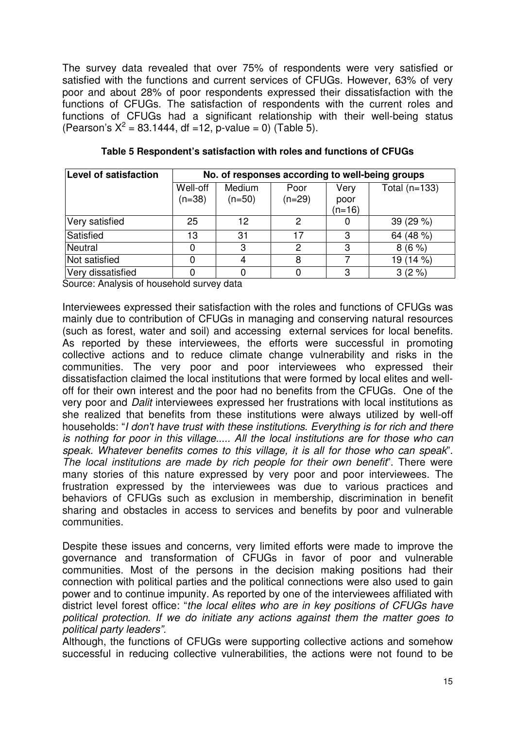The survey data revealed that over 75% of respondents were very satisfied or satisfied with the functions and current services of CFUGs. However, 63% of very poor and about 28% of poor respondents expressed their dissatisfaction with the functions of CFUGs. The satisfaction of respondents with the current roles and functions of CFUGs had a significant relationship with their well-being status (Pearson's $X^2$ = 83.1444, df =12, p-value = 0) (Table 5).

**Table 5 Respondent's satisfaction with roles and functions of CFUGs**

| Level of satisfaction | No. of responses according to well-being groups | | | | |
|---|---|---|---|---|---|
| | Well-off (n=38) | Medium (n=50) | Poor (n=29) | Very poor (n=16) | Total (n=133) |
| Very satisfied | 25 | 12 | 2 | 0 | 39 (29 %) |
| Satisfied | 13 | 31 | 17 | 3 | 64 (48 %) |
| Neutral | 0 | 3 | 2 | 3 | 8 (6 %) |
| Not satisfied | 0 | 4 | 8 | 7 | 19 (14 %) |
| Very dissatisfied | 0 | 0 | 0 | 3 | 3 (2 %) |

Source: Analysis of household survey data

Interviewees expressed their satisfaction with the roles and functions of CFUGs was mainly due to contribution of CFUGs in managing and conserving natural resources (such as forest, water and soil) and accessing external services for local benefits. As reported by these interviewees, the efforts were successful in promoting collective actions and to reduce climate change vulnerability and risks in the communities. The very poor and poor interviewees who expressed their dissatisfaction claimed the local institutions that were formed by local elites and well-off for their own interest and the poor had no benefits from the CFUGs. One of the very poor and *Dalit* interviewees expressed her frustrations with local institutions as she realized that benefits from these institutions were always utilized by well-off households: "*I don't have trust with these institutions. Everything is for rich and there is nothing for poor in this village..... All the local institutions are for those who can speak. Whatever benefits comes to this village, it is all for those who can speak*". *The local institutions are made by rich people for their own benefit*". There were many stories of this nature expressed by very poor and poor interviewees. The frustration expressed by the interviewees was due to various practices and behaviors of CFUGs such as exclusion in membership, discrimination in benefit sharing and obstacles in access to services and benefits by poor and vulnerable communities.

Despite these issues and concerns, very limited efforts were made to improve the governance and transformation of CFUGs in favor of poor and vulnerable communities. Most of the persons in the decision making positions had their connection with political parties and the political connections were also used to gain power and to continue impunity. As reported by one of the interviewees affiliated with district level forest office: "*the local elites who are in key positions of CFUGs have political protection. If we do initiate any actions against them the matter goes to political party leaders"*.

Although, the functions of CFUGs were supporting collective actions and somehow successful in reducing collective vulnerabilities, the actions were not found to be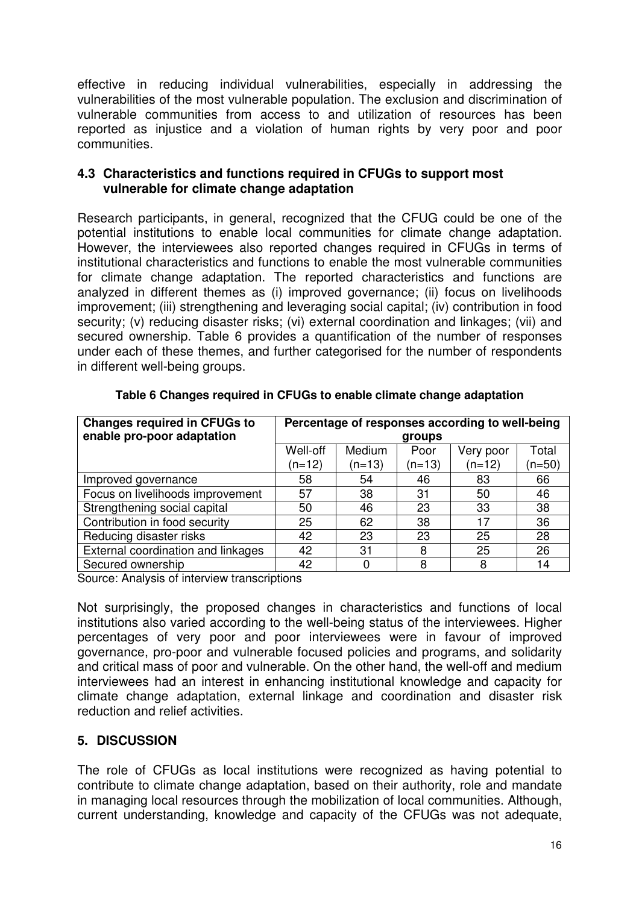effective in reducing individual vulnerabilities, especially in addressing the vulnerabilities of the most vulnerable population. The exclusion and discrimination of vulnerable communities from access to and utilization of resources has been reported as injustice and a violation of human rights by very poor and poor communities.

### 4.3 Characteristics and functions required in CFUGs to support most vulnerable for climate change adaptation

Research participants, in general, recognized that the CFUG could be one of the potential institutions to enable local communities for climate change adaptation. However, the interviewees also reported changes required in CFUGs in terms of institutional characteristics and functions to enable the most vulnerable communities for climate change adaptation. The reported characteristics and functions are analyzed in different themes as (i) improved governance; (ii) focus on livelihoods improvement; (iii) strengthening and leveraging social capital; (iv) contribution in food security; (v) reducing disaster risks; (vi) external coordination and linkages; (vii) and secured ownership. Table 6 provides a quantification of the number of responses under each of these themes, and further categorised for the number of respondents in different well-being groups.

**Table 6 Changes required in CFUGs to enable climate change adaptation**

| Changes required in CFUGs to enable pro-poor adaptation | Percentage of responses according to well-being groups | | | | |
|---|---|---|---|---|---|
| | Well-off (n=12) | Medium (n=13) | Poor (n=13) | Very poor (n=12) | Total (n=50) |
| Improved governance | 58 | 54 | 46 | 83 | 66 |
| Focus on livelihoods improvement | 57 | 38 | 31 | 50 | 46 |
| Strengthening social capital | 50 | 46 | 23 | 33 | 38 |
| Contribution in food security | 25 | 62 | 38 | 17 | 36 |
| Reducing disaster risks | 42 | 23 | 23 | 25 | 28 |
| External coordination and linkages | 42 | 31 | 8 | 25 | 26 |
| Secured ownership | 42 | 0 | 8 | 8 | 14 |

Source: Analysis of interview transcriptions

Not surprisingly, the proposed changes in characteristics and functions of local institutions also varied according to the well-being status of the interviewees. Higher percentages of very poor and poor interviewees were in favour of improved governance, pro-poor and vulnerable focused policies and programs, and solidarity and critical mass of poor and vulnerable. On the other hand, the well-off and medium interviewees had an interest in enhancing institutional knowledge and capacity for climate change adaptation, external linkage and coordination and disaster risk reduction and relief activities.

## 5. DISCUSSION

The role of CFUGs as local institutions were recognized as having potential to contribute to climate change adaptation, based on their authority, role and mandate in managing local resources through the mobilization of local communities. Although, current understanding, knowledge and capacity of the CFUGs was not adequate,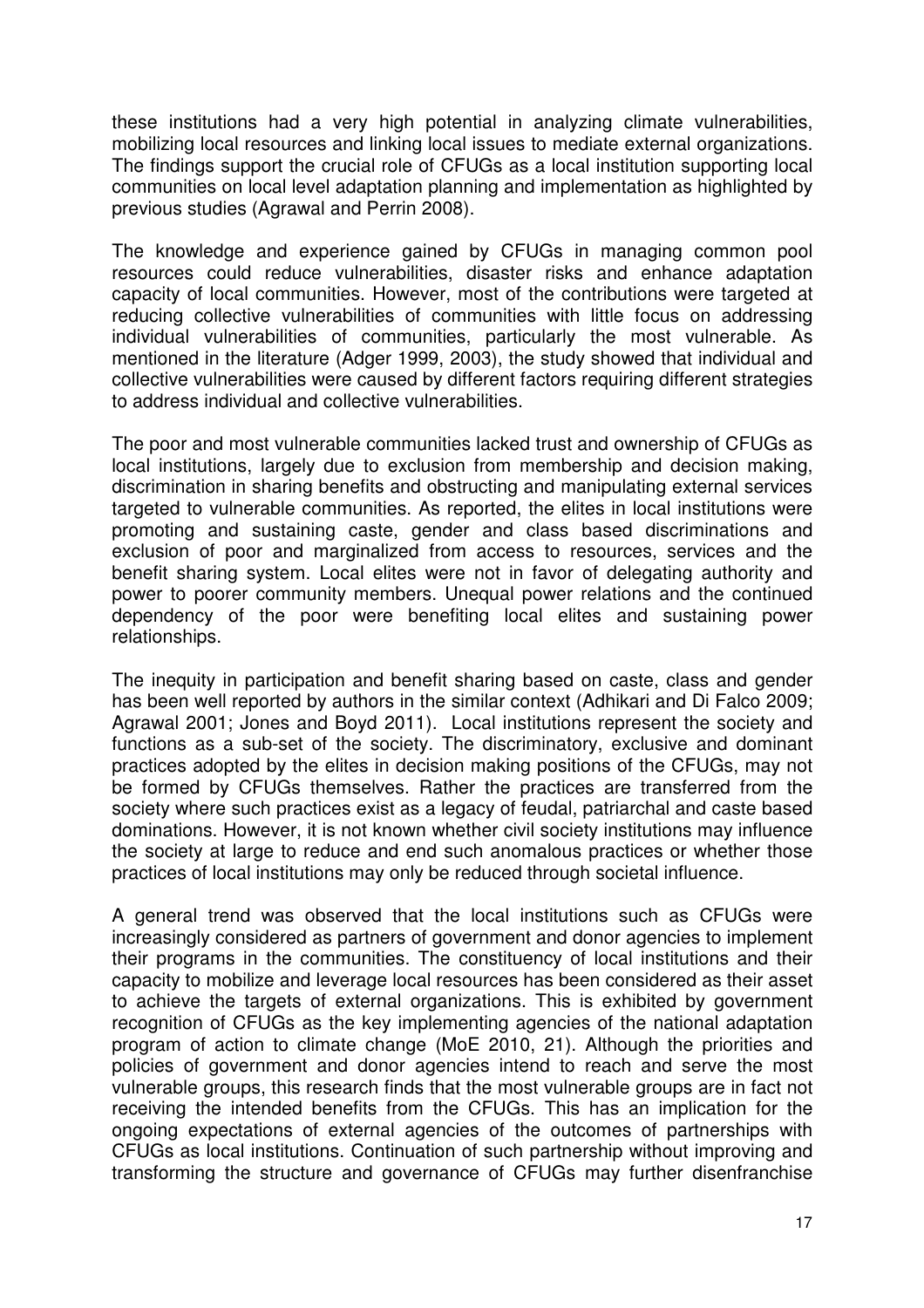these institutions had a very high potential in analyzing climate vulnerabilities, mobilizing local resources and linking local issues to mediate external organizations. The findings support the crucial role of CFUGs as a local institution supporting local communities on local level adaptation planning and implementation as highlighted by previous studies (Agrawal and Perrin 2008).

The knowledge and experience gained by CFUGs in managing common pool resources could reduce vulnerabilities, disaster risks and enhance adaptation capacity of local communities. However, most of the contributions were targeted at reducing collective vulnerabilities of communities with little focus on addressing individual vulnerabilities of communities, particularly the most vulnerable. As mentioned in the literature (Adger 1999, 2003), the study showed that individual and collective vulnerabilities were caused by different factors requiring different strategies to address individual and collective vulnerabilities.

The poor and most vulnerable communities lacked trust and ownership of CFUGs as local institutions, largely due to exclusion from membership and decision making, discrimination in sharing benefits and obstructing and manipulating external services targeted to vulnerable communities. As reported, the elites in local institutions were promoting and sustaining caste, gender and class based discriminations and exclusion of poor and marginalized from access to resources, services and the benefit sharing system. Local elites were not in favor of delegating authority and power to poorer community members. Unequal power relations and the continued dependency of the poor were benefiting local elites and sustaining power relationships.

The inequity in participation and benefit sharing based on caste, class and gender has been well reported by authors in the similar context (Adhikari and Di Falco 2009; Agrawal 2001; Jones and Boyd 2011). Local institutions represent the society and functions as a sub-set of the society. The discriminatory, exclusive and dominant practices adopted by the elites in decision making positions of the CFUGs, may not be formed by CFUGs themselves. Rather the practices are transferred from the society where such practices exist as a legacy of feudal, patriarchal and caste based dominations. However, it is not known whether civil society institutions may influence the society at large to reduce and end such anomalous practices or whether those practices of local institutions may only be reduced through societal influence.

A general trend was observed that the local institutions such as CFUGs were increasingly considered as partners of government and donor agencies to implement their programs in the communities. The constituency of local institutions and their capacity to mobilize and leverage local resources has been considered as their asset to achieve the targets of external organizations. This is exhibited by government recognition of CFUGs as the key implementing agencies of the national adaptation program of action to climate change (MoE 2010, 21). Although the priorities and policies of government and donor agencies intend to reach and serve the most vulnerable groups, this research finds that the most vulnerable groups are in fact not receiving the intended benefits from the CFUGs. This has an implication for the ongoing expectations of external agencies of the outcomes of partnerships with CFUGs as local institutions. Continuation of such partnership without improving and transforming the structure and governance of CFUGs may further disenfranchise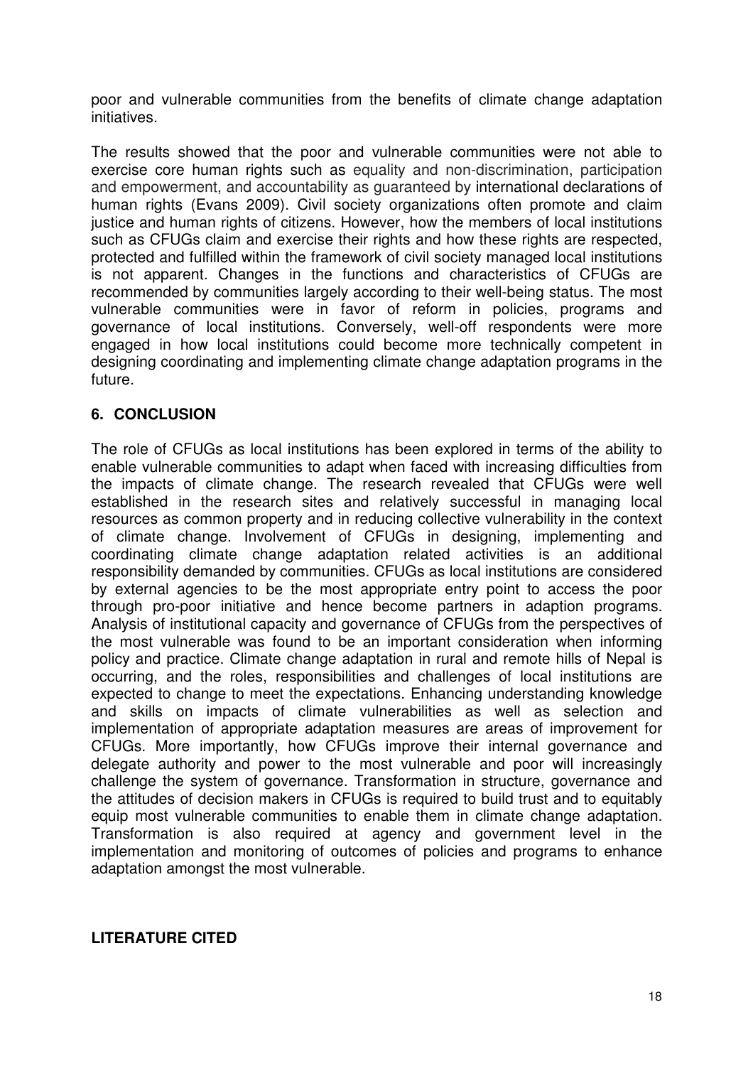poor and vulnerable communities from the benefits of climate change adaptation initiatives.

The results showed that the poor and vulnerable communities were not able to exercise core human rights such as equality and non-discrimination, participation and empowerment, and accountability as guaranteed by international declarations of human rights (Evans 2009). Civil society organizations often promote and claim justice and human rights of citizens. However, how the members of local institutions such as CFUGs claim and exercise their rights and how these rights are respected, protected and fulfilled within the framework of civil society managed local institutions is not apparent. Changes in the functions and characteristics of CFUGs are recommended by communities largely according to their well-being status. The most vulnerable communities were in favor of reform in policies, programs and governance of local institutions. Conversely, well-off respondents were more engaged in how local institutions could become more technically competent in designing coordinating and implementing climate change adaptation programs in the future.

## 6. CONCLUSION

The role of CFUGs as local institutions has been explored in terms of the ability to enable vulnerable communities to adapt when faced with increasing difficulties from the impacts of climate change. The research revealed that CFUGs were well established in the research sites and relatively successful in managing local resources as common property and in reducing collective vulnerability in the context of climate change. Involvement of CFUGs in designing, implementing and coordinating climate change adaptation related activities is an additional responsibility demanded by communities. CFUGs as local institutions are considered by external agencies to be the most appropriate entry point to access the poor through pro-poor initiative and hence become partners in adaption programs. Analysis of institutional capacity and governance of CFUGs from the perspectives of the most vulnerable was found to be an important consideration when informing policy and practice. Climate change adaptation in rural and remote hills of Nepal is occurring, and the roles, responsibilities and challenges of local institutions are expected to change to meet the expectations. Enhancing understanding knowledge and skills on impacts of climate vulnerabilities as well as selection and implementation of appropriate adaptation measures are areas of improvement for CFUGs. More importantly, how CFUGs improve their internal governance and delegate authority and power to the most vulnerable and poor will increasingly challenge the system of governance. Transformation in structure, governance and the attitudes of decision makers in CFUGs is required to build trust and to equitably equip most vulnerable communities to enable them in climate change adaptation. Transformation is also required at agency and government level in the implementation and monitoring of outcomes of policies and programs to enhance adaptation amongst the most vulnerable.

## LITERATURE CITED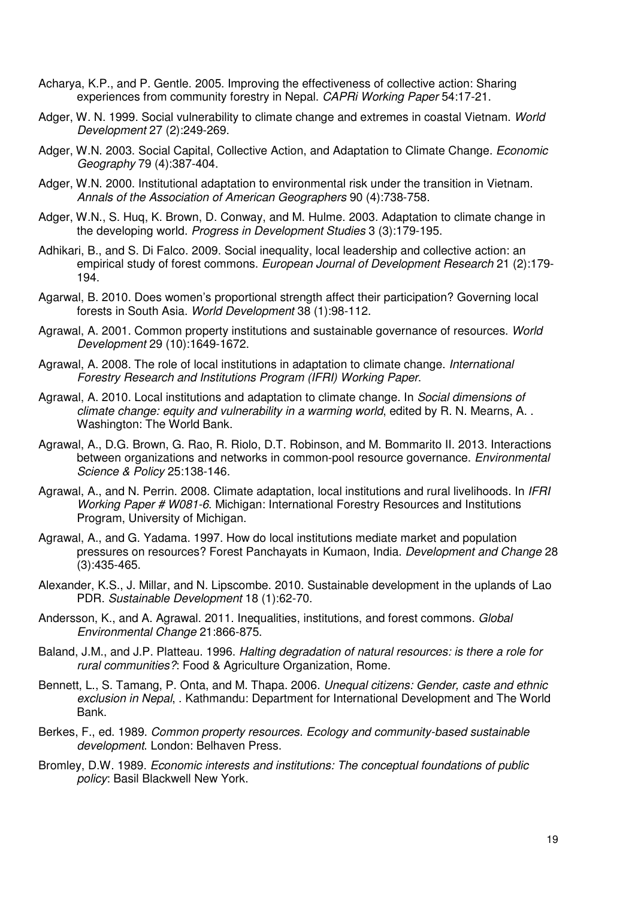Acharya, K.P., and P. Gentle. 2005. Improving the effectiveness of collective action: Sharing experiences from community forestry in Nepal. *CAPRi Working Paper* 54:17-21.

Adger, W. N. 1999. Social vulnerability to climate change and extremes in coastal Vietnam. *World Development* 27 (2):249-269.

Adger, W.N. 2003. Social Capital, Collective Action, and Adaptation to Climate Change. *Economic Geography* 79 (4):387-404.

Adger, W.N. 2000. Institutional adaptation to environmental risk under the transition in Vietnam. *Annals of the Association of American Geographers* 90 (4):738-758.

Adger, W.N., S. Huq, K. Brown, D. Conway, and M. Hulme. 2003. Adaptation to climate change in the developing world. *Progress in Development Studies* 3 (3):179-195.

Adhikari, B., and S. Di Falco. 2009. Social inequality, local leadership and collective action: an empirical study of forest commons. *European Journal of Development Research* 21 (2):179-194.

Agarwal, B. 2010. Does women's proportional strength affect their participation? Governing local forests in South Asia. *World Development* 38 (1):98-112.

Agrawal, A. 2001. Common property institutions and sustainable governance of resources. *World Development* 29 (10):1649-1672.

Agrawal, A. 2008. The role of local institutions in adaptation to climate change. *International Forestry Research and Institutions Program (IFRI) Working Paper*.

Agrawal, A. 2010. Local institutions and adaptation to climate change. In *Social dimensions of climate change: equity and vulnerability in a warming world*, edited by R. N. Mearns, A. . Washington: The World Bank.

Agrawal, A., D.G. Brown, G. Rao, R. Riolo, D.T. Robinson, and M. Bommarito II. 2013. Interactions between organizations and networks in common-pool resource governance. *Environmental Science & Policy* 25:138-146.

Agrawal, A., and N. Perrin. 2008. Climate adaptation, local institutions and rural livelihoods. In *IFRI Working Paper # W081-6*. Michigan: International Forestry Resources and Institutions Program, University of Michigan.

Agrawal, A., and G. Yadama. 1997. How do local institutions mediate market and population pressures on resources? Forest Panchayats in Kumaon, India. *Development and Change* 28 (3):435-465.

Alexander, K.S., J. Millar, and N. Lipscombe. 2010. Sustainable development in the uplands of Lao PDR. *Sustainable Development* 18 (1):62-70.

Andersson, K., and A. Agrawal. 2011. Inequalities, institutions, and forest commons. *Global Environmental Change* 21:866-875.

Baland, J.M., and J.P. Platteau. 1996. *Halting degradation of natural resources: is there a role for rural communities?*: Food & Agriculture Organization, Rome.

Bennett, L., S. Tamang, P. Onta, and M. Thapa. 2006. *Unequal citizens: Gender, caste and ethnic exclusion in Nepal*, . Kathmandu: Department for International Development and The World Bank.

Berkes, F., ed. 1989. *Common property resources. Ecology and community-based sustainable development*. London: Belhaven Press.

Bromley, D.W. 1989. *Economic interests and institutions: The conceptual foundations of public policy*: Basil Blackwell New York.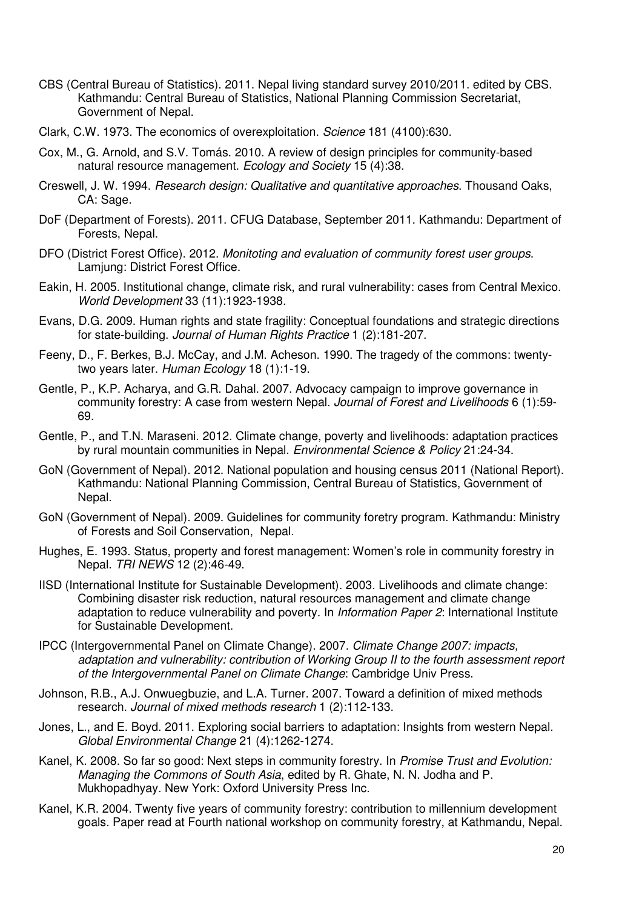CBS (Central Bureau of Statistics). 2011. Nepal living standard survey 2010/2011. edited by CBS. Kathmandu: Central Bureau of Statistics, National Planning Commission Secretariat, Government of Nepal.

Clark, C.W. 1973. The economics of overexploitation. *Science* 181 (4100):630.

Cox, M., G. Arnold, and S.V. Tomás. 2010. A review of design principles for community-based natural resource management. *Ecology and Society* 15 (4):38.

Creswell, J. W. 1994. *Research design: Qualitative and quantitative approaches*. Thousand Oaks, CA: Sage.

DoF (Department of Forests). 2011. CFUG Database, September 2011. Kathmandu: Department of Forests, Nepal.

DFO (District Forest Office). 2012. *Monitoting and evaluation of community forest user groups*. Lamjung: District Forest Office.

Eakin, H. 2005. Institutional change, climate risk, and rural vulnerability: cases from Central Mexico. *World Development* 33 (11):1923-1938.

Evans, D.G. 2009. Human rights and state fragility: Conceptual foundations and strategic directions for state-building. *Journal of Human Rights Practice* 1 (2):181-207.

Feeny, D., F. Berkes, B.J. McCay, and J.M. Acheson. 1990. The tragedy of the commons: twenty-two years later. *Human Ecology* 18 (1):1-19.

Gentle, P., K.P. Acharya, and G.R. Dahal. 2007. Advocacy campaign to improve governance in community forestry: A case from western Nepal. *Journal of Forest and Livelihoods* 6 (1):59-69.

Gentle, P., and T.N. Maraseni. 2012. Climate change, poverty and livelihoods: adaptation practices by rural mountain communities in Nepal. *Environmental Science & Policy* 21:24-34.

GoN (Government of Nepal). 2012. National population and housing census 2011 (National Report). Kathmandu: National Planning Commission, Central Bureau of Statistics, Government of Nepal.

GoN (Government of Nepal). 2009. Guidelines for community foretry program. Kathmandu: Ministry of Forests and Soil Conservation, Nepal.

Hughes, E. 1993. Status, property and forest management: Women's role in community forestry in Nepal. *TRI NEWS* 12 (2):46-49.

IISD (International Institute for Sustainable Development). 2003. Livelihoods and climate change: Combining disaster risk reduction, natural resources management and climate change adaptation to reduce vulnerability and poverty. In *Information Paper 2*: International Institute for Sustainable Development.

IPCC (Intergovernmental Panel on Climate Change). 2007. *Climate Change 2007: impacts, adaptation and vulnerability: contribution of Working Group II to the fourth assessment report of the Intergovernmental Panel on Climate Change*: Cambridge Univ Press.

Johnson, R.B., A.J. Onwuegbuzie, and L.A. Turner. 2007. Toward a definition of mixed methods research. *Journal of mixed methods research* 1 (2):112-133.

Jones, L., and E. Boyd. 2011. Exploring social barriers to adaptation: Insights from western Nepal. *Global Environmental Change* 21 (4):1262-1274.

Kanel, K. 2008. So far so good: Next steps in community forestry. In *Promise Trust and Evolution: Managing the Commons of South Asia*, edited by R. Ghate, N. N. Jodha and P. Mukhopadhyay. New York: Oxford University Press Inc.

Kanel, K.R. 2004. Twenty five years of community forestry: contribution to millennium development goals. Paper read at Fourth national workshop on community forestry, at Kathmandu, Nepal.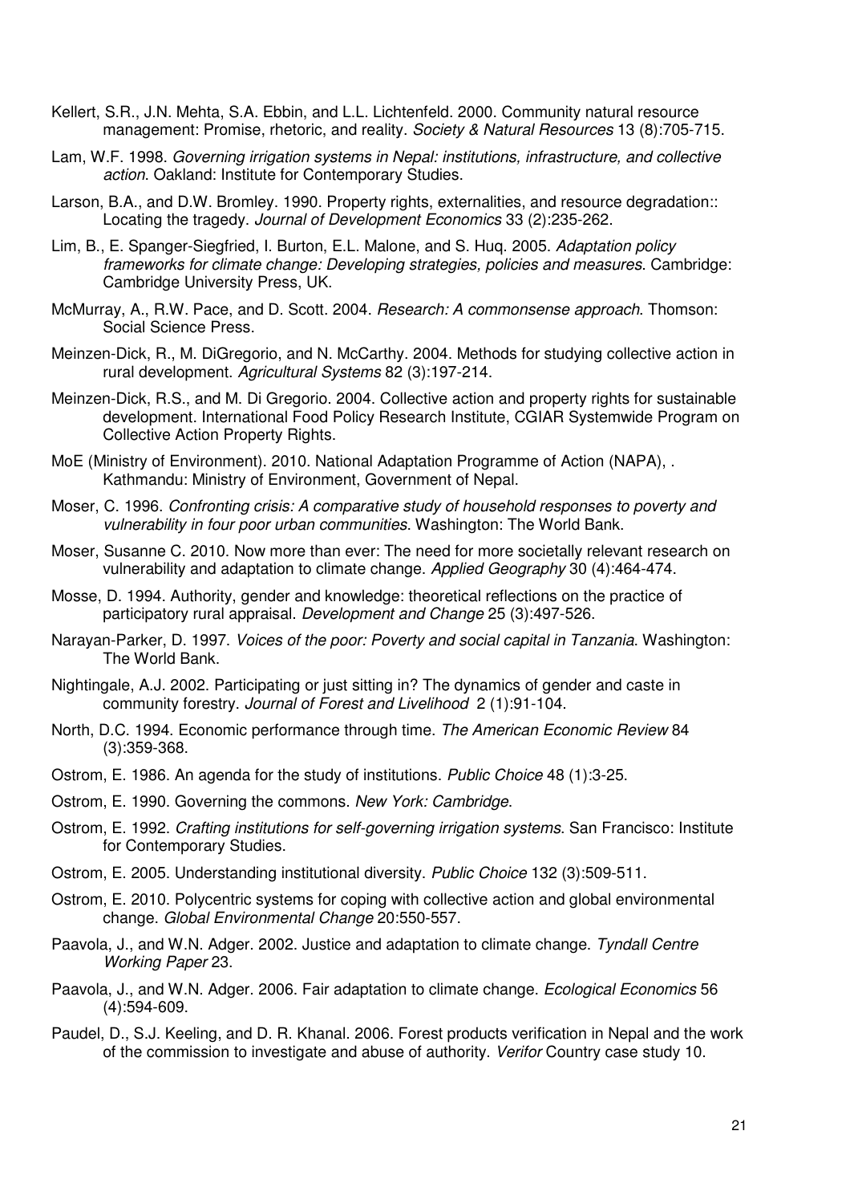Kellert, S.R., J.N. Mehta, S.A. Ebbin, and L.L. Lichtenfeld. 2000. Community natural resource management: Promise, rhetoric, and reality. *Society & Natural Resources* 13 (8):705-715.

Lam, W.F. 1998. *Governing irrigation systems in Nepal: institutions, infrastructure, and collective action*. Oakland: Institute for Contemporary Studies.

Larson, B.A., and D.W. Bromley. 1990. Property rights, externalities, and resource degradation:: Locating the tragedy. *Journal of Development Economics* 33 (2):235-262.

Lim, B., E. Spanger-Siegfried, I. Burton, E.L. Malone, and S. Huq. 2005. *Adaptation policy frameworks for climate change: Developing strategies, policies and measures*. Cambridge: Cambridge University Press, UK.

McMurray, A., R.W. Pace, and D. Scott. 2004. *Research: A commonsense approach*. Thomson: Social Science Press.

Meinzen-Dick, R., M. DiGregorio, and N. McCarthy. 2004. Methods for studying collective action in rural development. *Agricultural Systems* 82 (3):197-214.

Meinzen-Dick, R.S., and M. Di Gregorio. 2004. Collective action and property rights for sustainable development. International Food Policy Research Institute, CGIAR Systemwide Program on Collective Action Property Rights.

MoE (Ministry of Environment). 2010. National Adaptation Programme of Action (NAPA), . Kathmandu: Ministry of Environment, Government of Nepal.

Moser, C. 1996. *Confronting crisis: A comparative study of household responses to poverty and vulnerability in four poor urban communities*. Washington: The World Bank.

Moser, Susanne C. 2010. Now more than ever: The need for more societally relevant research on vulnerability and adaptation to climate change. *Applied Geography* 30 (4):464-474.

Mosse, D. 1994. Authority, gender and knowledge: theoretical reflections on the practice of participatory rural appraisal. *Development and Change* 25 (3):497-526.

Narayan-Parker, D. 1997. *Voices of the poor: Poverty and social capital in Tanzania*. Washington: The World Bank.

Nightingale, A.J. 2002. Participating or just sitting in? The dynamics of gender and caste in community forestry. *Journal of Forest and Livelihood* 2 (1):91-104.

North, D.C. 1994. Economic performance through time. *The American Economic Review* 84 (3):359-368.

Ostrom, E. 1986. An agenda for the study of institutions. *Public Choice* 48 (1):3-25.

Ostrom, E. 1990. Governing the commons. *New York: Cambridge*.

Ostrom, E. 1992. *Crafting institutions for self-governing irrigation systems*. San Francisco: Institute for Contemporary Studies.

Ostrom, E. 2005. Understanding institutional diversity. *Public Choice* 132 (3):509-511.

Ostrom, E. 2010. Polycentric systems for coping with collective action and global environmental change. *Global Environmental Change* 20:550-557.

Paavola, J., and W.N. Adger. 2002. Justice and adaptation to climate change. *Tyndall Centre Working Paper* 23.

Paavola, J., and W.N. Adger. 2006. Fair adaptation to climate change. *Ecological Economics* 56 (4):594-609.

Paudel, D., S.J. Keeling, and D. R. Khanal. 2006. Forest products verification in Nepal and the work of the commission to investigate and abuse of authority. *Verifor* Country case study 10.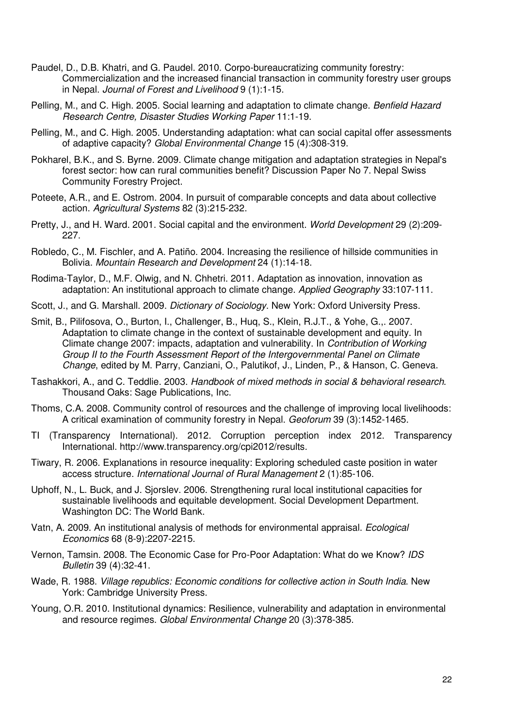Paudel, D., D.B. Khatri, and G. Paudel. 2010. Corpo-bureaucratizing community forestry: Commercialization and the increased financial transaction in community forestry user groups in Nepal. *Journal of Forest and Livelihood* 9 (1):1-15.

Pelling, M., and C. High. 2005. Social learning and adaptation to climate change. *Benfield Hazard Research Centre, Disaster Studies Working Paper* 11:1-19.

Pelling, M., and C. High. 2005. Understanding adaptation: what can social capital offer assessments of adaptive capacity? *Global Environmental Change* 15 (4):308-319.

Pokharel, B.K., and S. Byrne. 2009. Climate change mitigation and adaptation strategies in Nepal's forest sector: how can rural communities benefit? Discussion Paper No 7. Nepal Swiss Community Forestry Project.

Poteete, A.R., and E. Ostrom. 2004. In pursuit of comparable concepts and data about collective action. *Agricultural Systems* 82 (3):215-232.

Pretty, J., and H. Ward. 2001. Social capital and the environment. *World Development* 29 (2):209-227.

Robledo, C., M. Fischler, and A. Patiño. 2004. Increasing the resilience of hillside communities in Bolivia. *Mountain Research and Development* 24 (1):14-18.

Rodima-Taylor, D., M.F. Olwig, and N. Chhetri. 2011. Adaptation as innovation, innovation as adaptation: An institutional approach to climate change. *Applied Geography* 33:107-111.

Scott, J., and G. Marshall. 2009. *Dictionary of Sociology*. New York: Oxford University Press.

Smit, B., Pilifosova, O., Burton, I., Challenger, B., Huq, S., Klein, R.J.T., & Yohe, G.,. 2007. Adaptation to climate change in the context of sustainable development and equity. In Climate change 2007: impacts, adaptation and vulnerability. In *Contribution of Working Group II to the Fourth Assessment Report of the Intergovernmental Panel on Climate Change*, edited by M. Parry, Canziani, O., Palutikof, J., Linden, P., & Hanson, C. Geneva.

Tashakkori, A., and C. Teddlie. 2003. *Handbook of mixed methods in social & behavioral research*. Thousand Oaks: Sage Publications, Inc.

Thoms, C.A. 2008. Community control of resources and the challenge of improving local livelihoods: A critical examination of community forestry in Nepal. *Geoforum* 39 (3):1452-1465.

TI (Transparency International). 2012. Corruption perception index 2012. Transparency International. http://www.transparency.org/cpi2012/results.

Tiwary, R. 2006. Explanations in resource inequality: Exploring scheduled caste position in water access structure. *International Journal of Rural Management* 2 (1):85-106.

Uphoff, N., L. Buck, and J. Sjorslev. 2006. Strengthening rural local institutional capacities for sustainable livelihoods and equitable development. Social Development Department. Washington DC: The World Bank.

Vatn, A. 2009. An institutional analysis of methods for environmental appraisal. *Ecological Economics* 68 (8-9):2207-2215.

Vernon, Tamsin. 2008. The Economic Case for Pro-Poor Adaptation: What do we Know? *IDS Bulletin* 39 (4):32-41.

Wade, R. 1988. *Village republics: Economic conditions for collective action in South India*. New York: Cambridge University Press.

Young, O.R. 2010. Institutional dynamics: Resilience, vulnerability and adaptation in environmental and resource regimes. *Global Environmental Change* 20 (3):378-385.